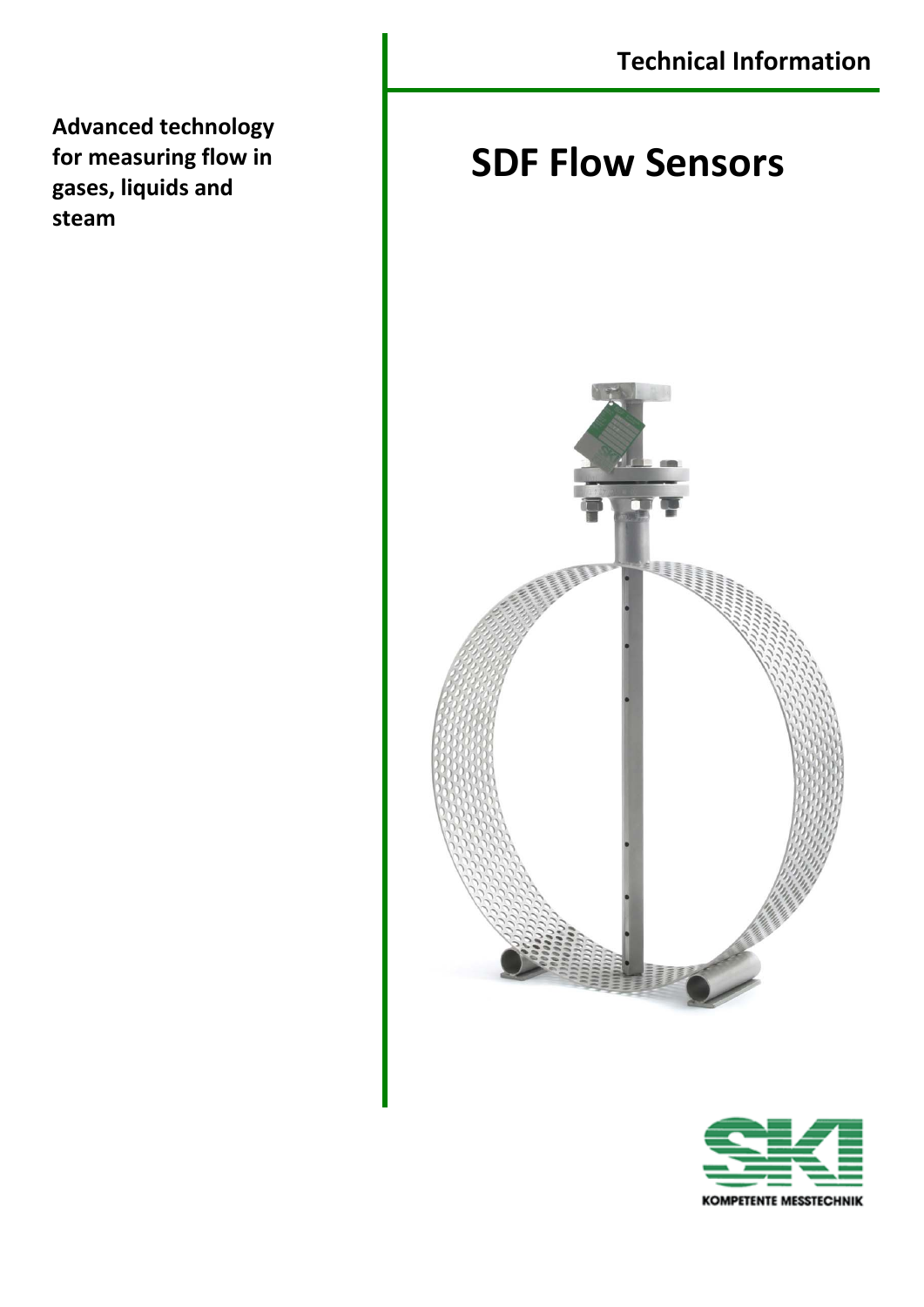Technical Information

**Advanced technology for measuring flow in gases, liquids and steam**

# SDF Flow Sensors

KOMPETENTE MESSTECHNIK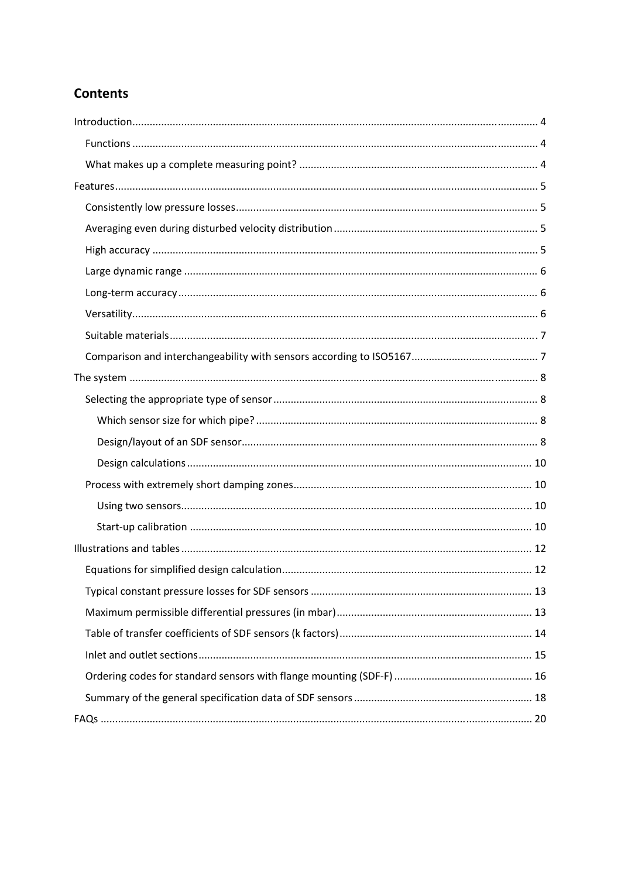# Contents

- Introduction ........ 4
  - Functions ........ 4
  - What makes up a complete measuring point? ........ 4
- Features ........ 5
  - Consistently low pressure losses ........ 5
  - Averaging even during disturbed velocity distribution ........ 5
  - High accuracy ........ 5
  - Large dynamic range ........ 6
  - Long-term accuracy ........ 6
  - Versatility ........ 6
  - Suitable materials ........ 7
  - Comparison and interchangeability with sensors according to ISO5167 ........ 7
- The system ........ 8
  - Selecting the appropriate type of sensor ........ 8
    - Which sensor size for which pipe? ........ 8
    - Design/layout of an SDF sensor ........ 8
    - Design calculations ........ 10
  - Process with extremely short damping zones ........ 10
    - Using two sensors ........ 10
    - Start-up calibration ........ 10
- Illustrations and tables ........ 12
  - Equations for simplified design calculation ........ 12
  - Typical constant pressure losses for SDF sensors ........ 13
  - Maximum permissible differential pressures (in mbar) ........ 13
  - Table of transfer coefficients of SDF sensors (k factors) ........ 14
  - Inlet and outlet sections ........ 15
  - Ordering codes for standard sensors with flange mounting (SDF-F) ........ 16
  - Summary of the general specification data of SDF sensors ........ 18
- FAQs ........ 20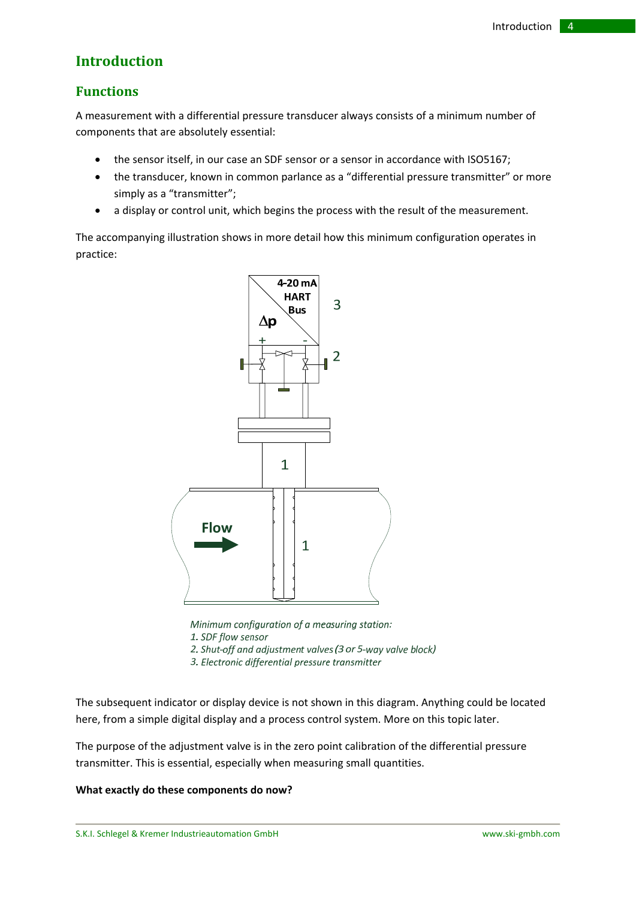# Introduction

## Functions

A measurement with a differential pressure transducer always consists of a minimum number of components that are absolutely essential:

- the sensor itself, in our case an SDF sensor or a sensor in accordance with ISO5167;
- the transducer, known in common parlance as a "differential pressure transmitter" or more simply as a "transmitter";
- a display or control unit, which begins the process with the result of the measurement.

The accompanying illustration shows in more detail how this minimum configuration operates in practice:

*Minimum configuration of a measuring station:*
*1. SDF flow sensor*
*2. Shut-off and adjustment valves (3 or 5-way valve block)*
*3. Electronic differential pressure transmitter*

The subsequent indicator or display device is not shown in this diagram. Anything could be located here, from a simple digital display and a process control system. More on this topic later.

The purpose of the adjustment valve is in the zero point calibration of the differential pressure transmitter. This is essential, especially when measuring small quantities.

**What exactly do these components do now?**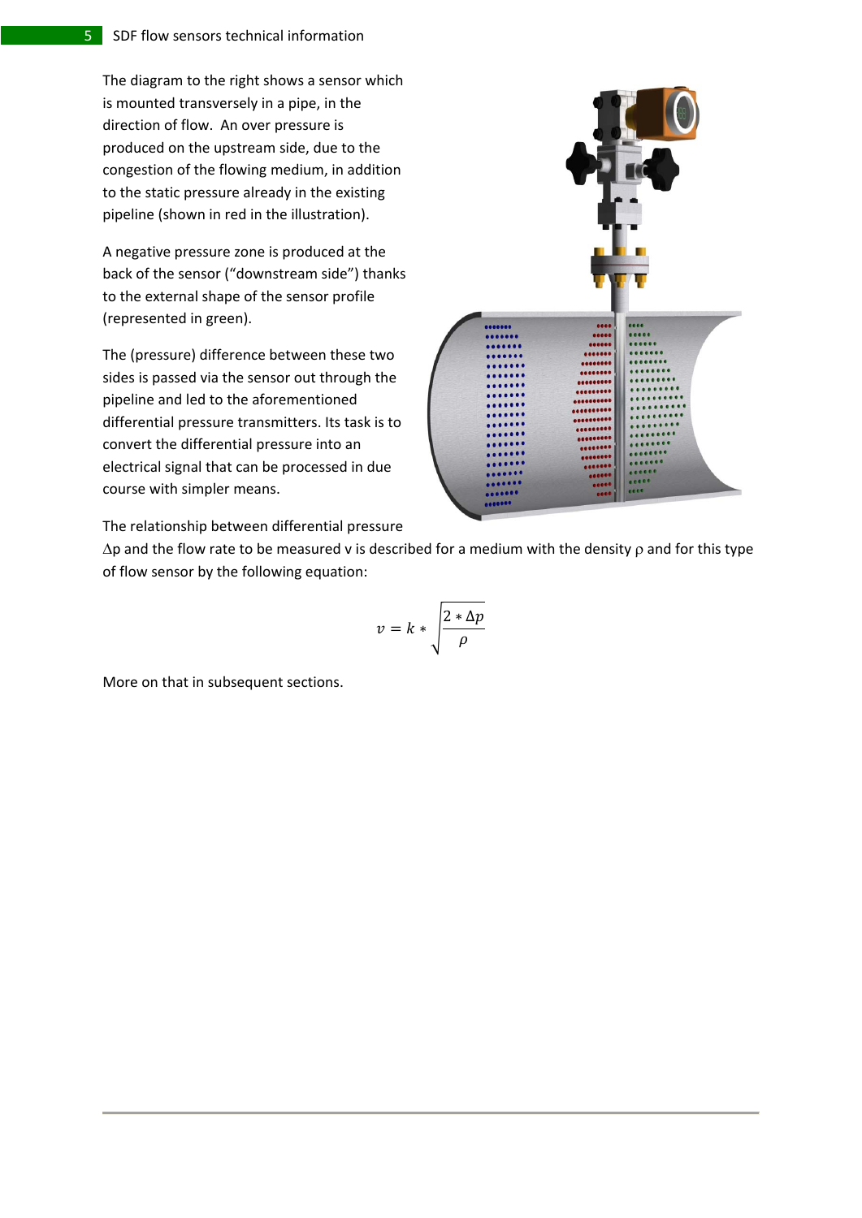The diagram to the right shows a sensor which is mounted transversely in a pipe, in the direction of flow. An over pressure is produced on the upstream side, due to the congestion of the flowing medium, in addition to the static pressure already in the existing pipeline (shown in red in the illustration).

A negative pressure zone is produced at the back of the sensor ("downstream side") thanks to the external shape of the sensor profile (represented in green).

The (pressure) difference between these two sides is passed via the sensor out through the pipeline and led to the aforementioned differential pressure transmitters. Its task is to convert the differential pressure into an electrical signal that can be processed in due course with simpler means.

The relationship between differential pressure $\Delta p$ and the flow rate to be measured v is described for a medium with the density $\rho$ and for this type of flow sensor by the following equation:

$$v = k * \sqrt{\frac{2 * \Delta p}{\rho}}$$

More on that in subsequent sections.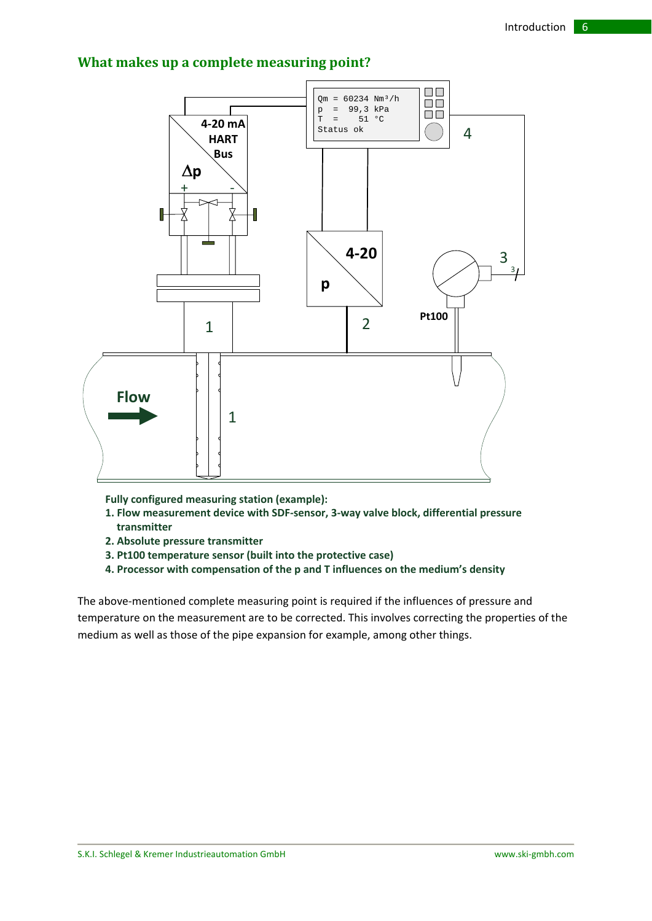## What makes up a complete measuring point?

**Fully configured measuring station (example):**

1. **Flow measurement device with SDF-sensor, 3-way valve block, differential pressure transmitter**
2. **Absolute pressure transmitter**
3. **Pt100 temperature sensor (built into the protective case)**
4. **Processor with compensation of the p and T influences on the medium's density**

The above-mentioned complete measuring point is required if the influences of pressure and temperature on the measurement are to be corrected. This involves correcting the properties of the medium as well as those of the pipe expansion for example, among other things.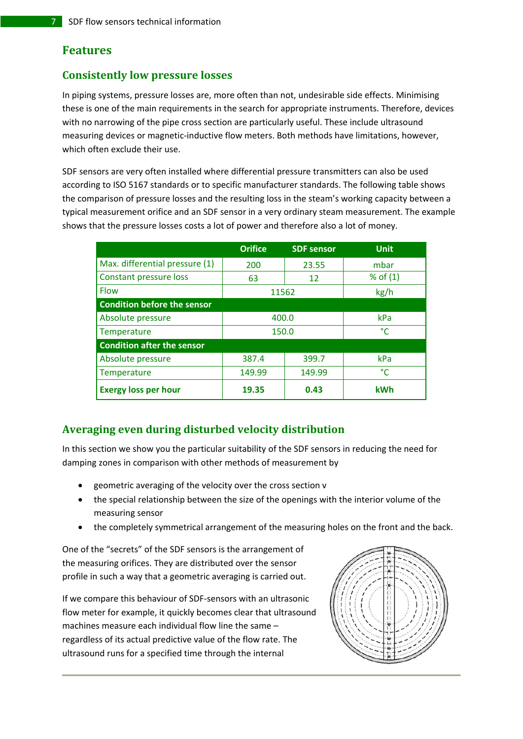# Features

## Consistently low pressure losses

In piping systems, pressure losses are, more often than not, undesirable side effects. Minimising these is one of the main requirements in the search for appropriate instruments. Therefore, devices with no narrowing of the pipe cross section are particularly useful. These include ultrasound measuring devices or magnetic-inductive flow meters. Both methods have limitations, however, which often exclude their use.

SDF sensors are very often installed where differential pressure transmitters can also be used according to ISO 5167 standards or to specific manufacturer standards. The following table shows the comparison of pressure losses and the resulting loss in the steam's working capacity between a typical measurement orifice and an SDF sensor in a very ordinary steam measurement. The example shows that the pressure losses costs a lot of power and therefore also a lot of money.

| | Orifice | SDF sensor | Unit |
|---|---|---|---|
| Max. differential pressure (1) | 200 | 23.55 | mbar |
| Constant pressure loss | 63 | 12 | % of (1) |
| Flow | 11562 | | kg/h |
| **Condition before the sensor** | | | |
| Absolute pressure | 400.0 | | kPa |
| Temperature | 150.0 | | °C |
| **Condition after the sensor** | | | |
| Absolute pressure | 387.4 | 399.7 | kPa |
| Temperature | 149.99 | 149.99 | °C |
| **Exergy loss per hour** | **19.35** | **0.43** | **kWh** |

## Averaging even during disturbed velocity distribution

In this section we show you the particular suitability of the SDF sensors in reducing the need for damping zones in comparison with other methods of measurement by

- geometric averaging of the velocity over the cross section v
- the special relationship between the size of the openings with the interior volume of the measuring sensor
- the completely symmetrical arrangement of the measuring holes on the front and the back.

One of the "secrets" of the SDF sensors is the arrangement of the measuring orifices. They are distributed over the sensor profile in such a way that a geometric averaging is carried out.

If we compare this behaviour of SDF-sensors with an ultrasonic flow meter for example, it quickly becomes clear that ultrasound machines measure each individual flow line the same – regardless of its actual predictive value of the flow rate. The ultrasound runs for a specified time through the internal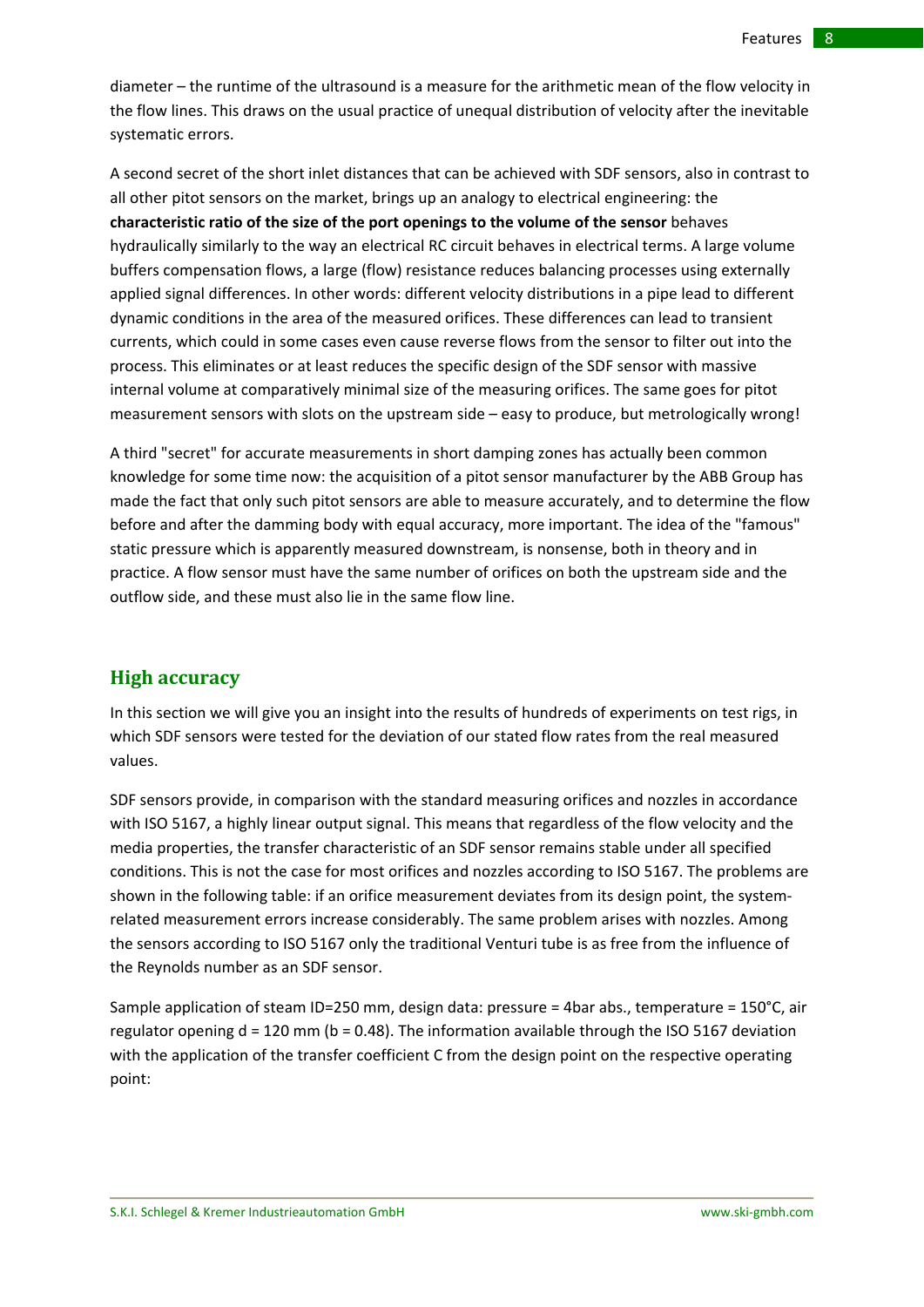diameter – the runtime of the ultrasound is a measure for the arithmetic mean of the flow velocity in the flow lines. This draws on the usual practice of unequal distribution of velocity after the inevitable systematic errors.

A second secret of the short inlet distances that can be achieved with SDF sensors, also in contrast to all other pitot sensors on the market, brings up an analogy to electrical engineering: the **characteristic ratio of the size of the port openings to the volume of the sensor** behaves hydraulically similarly to the way an electrical RC circuit behaves in electrical terms. A large volume buffers compensation flows, a large (flow) resistance reduces balancing processes using externally applied signal differences. In other words: different velocity distributions in a pipe lead to different dynamic conditions in the area of the measured orifices. These differences can lead to transient currents, which could in some cases even cause reverse flows from the sensor to filter out into the process. This eliminates or at least reduces the specific design of the SDF sensor with massive internal volume at comparatively minimal size of the measuring orifices. The same goes for pitot measurement sensors with slots on the upstream side – easy to produce, but metrologically wrong!

A third "secret" for accurate measurements in short damping zones has actually been common knowledge for some time now: the acquisition of a pitot sensor manufacturer by the ABB Group has made the fact that only such pitot sensors are able to measure accurately, and to determine the flow before and after the damming body with equal accuracy, more important. The idea of the "famous" static pressure which is apparently measured downstream, is nonsense, both in theory and in practice. A flow sensor must have the same number of orifices on both the upstream side and the outflow side, and these must also lie in the same flow line.

## High accuracy

In this section we will give you an insight into the results of hundreds of experiments on test rigs, in which SDF sensors were tested for the deviation of our stated flow rates from the real measured values.

SDF sensors provide, in comparison with the standard measuring orifices and nozzles in accordance with ISO 5167, a highly linear output signal. This means that regardless of the flow velocity and the media properties, the transfer characteristic of an SDF sensor remains stable under all specified conditions. This is not the case for most orifices and nozzles according to ISO 5167. The problems are shown in the following table: if an orifice measurement deviates from its design point, the system-related measurement errors increase considerably. The same problem arises with nozzles. Among the sensors according to ISO 5167 only the traditional Venturi tube is as free from the influence of the Reynolds number as an SDF sensor.

Sample application of steam ID=250 mm, design data: pressure = 4bar abs., temperature = 150°C, air regulator opening d = 120 mm (b = 0.48). The information available through the ISO 5167 deviation with the application of the transfer coefficient C from the design point on the respective operating point: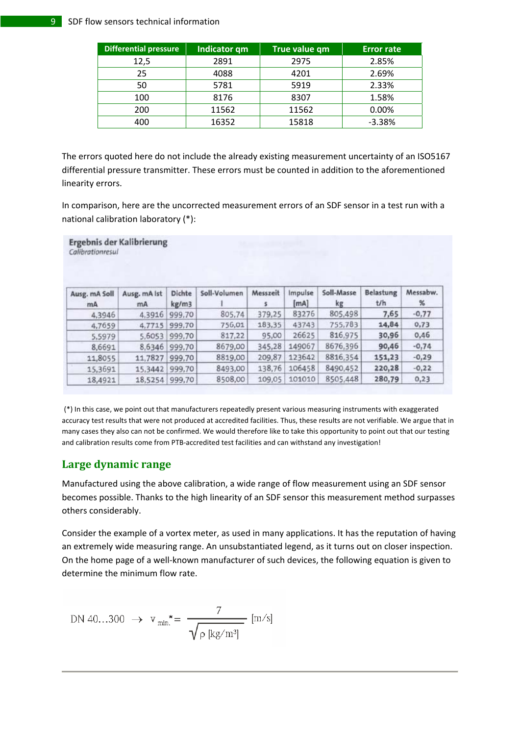| Differential pressure | Indicator qm | True value qm | Error rate |
|---|---|---|---|
| 12,5 | 2891 | 2975 | 2.85% |
| 25 | 4088 | 4201 | 2.69% |
| 50 | 5781 | 5919 | 2.33% |
| 100 | 8176 | 8307 | 1.58% |
| 200 | 11562 | 11562 | 0.00% |
| 400 | 16352 | 15818 | -3.38% |

The errors quoted here do not include the already existing measurement uncertainty of an ISO5167 differential pressure transmitter. These errors must be counted in addition to the aforementioned linearity errors.

In comparison, here are the uncorrected measurement errors of an SDF sensor in a test run with a national calibration laboratory (*):

**Ergebnis der Kalibrierung**
*Calibrationresul*

| Ausg. mA Soll mA | Ausg. mA Ist mA | Dichte kg/m3 | Soll-Volumen l | Messzeit s | Impulse [mA] | Soll-Masse kg | Belastung t/h | Messabw. % |
|---|---|---|---|---|---|---|---|---|
| 4,3946 | 4,3916 | 999,70 | 805,74 | 379,25 | 83276 | 805,498 | **7,65** | -0,77 |
| 4,7659 | 4,7715 | 999,70 | 756,01 | 183,35 | 43743 | 755,783 | **14,84** | 0,73 |
| 5,5979 | 5,6053 | 999,70 | 817,22 | 95,00 | 26625 | 816,975 | **30,96** | 0,46 |
| 8,6691 | 8,6346 | 999,70 | 8679,00 | 345,28 | 149067 | 8676,396 | **90,46** | -0,74 |
| 11,8055 | 11,7827 | 999,70 | 8819,00 | 209,87 | 123642 | 8816,354 | **151,23** | -0,29 |
| 15,3691 | 15,3442 | 999,70 | 8493,00 | 138,76 | 106458 | 8490,452 | **220,28** | -0,22 |
| 18,4921 | 18,5254 | 999,70 | 8508,00 | 109,05 | 101010 | 8505,448 | **280,79** | 0,23 |

(*) In this case, we point out that manufacturers repeatedly present various measuring instruments with exaggerated accuracy test results that were not produced at accredited facilities. Thus, these results are not verifiable. We argue that in many cases they also can not be confirmed. We would therefore like to take this opportunity to point out that our testing and calibration results come from PTB-accredited test facilities and can withstand any investigation!

## Large dynamic range

Manufactured using the above calibration, a wide range of flow measurement using an SDF sensor becomes possible. Thanks to the high linearity of an SDF sensor this measurement method surpasses others considerably.

Consider the example of a vortex meter, as used in many applications. It has the reputation of having an extremely wide measuring range. An unsubstantiated legend, as it turns out on closer inspection. On the home page of a well-known manufacturer of such devices, the following equation is given to determine the minimum flow rate.

$$\text{DN } 40 \ldots 300 \rightarrow v_{min.}^{*} = \frac{7}{\sqrt{\rho\ [\text{kg/m}^3]}}\ [\text{m/s}]$$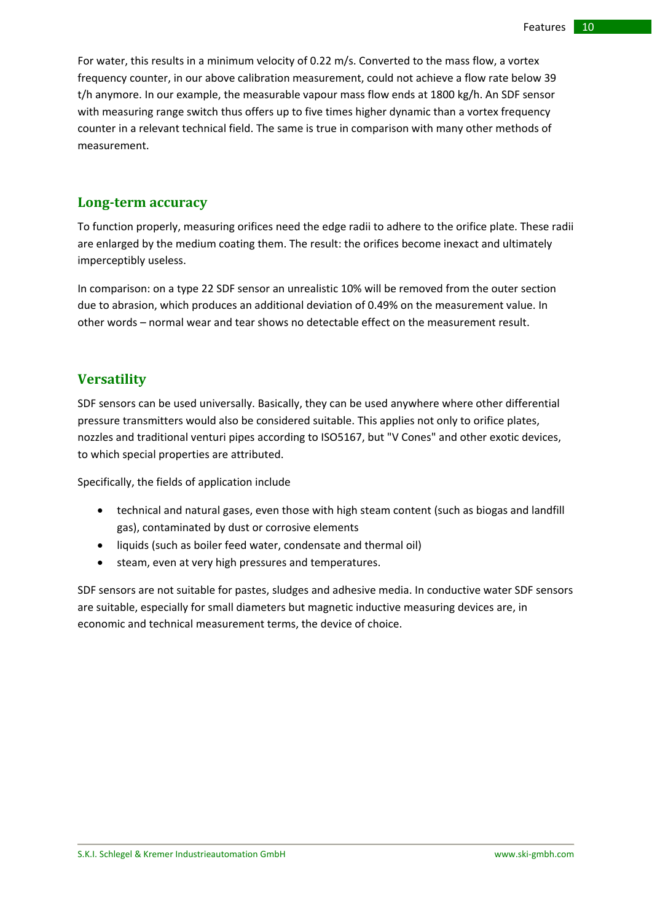For water, this results in a minimum velocity of 0.22 m/s. Converted to the mass flow, a vortex frequency counter, in our above calibration measurement, could not achieve a flow rate below 39 t/h anymore. In our example, the measurable vapour mass flow ends at 1800 kg/h. An SDF sensor with measuring range switch thus offers up to five times higher dynamic than a vortex frequency counter in a relevant technical field. The same is true in comparison with many other methods of measurement.

## Long-term accuracy

To function properly, measuring orifices need the edge radii to adhere to the orifice plate. These radii are enlarged by the medium coating them. The result: the orifices become inexact and ultimately imperceptibly useless.

In comparison: on a type 22 SDF sensor an unrealistic 10% will be removed from the outer section due to abrasion, which produces an additional deviation of 0.49% on the measurement value. In other words – normal wear and tear shows no detectable effect on the measurement result.

## Versatility

SDF sensors can be used universally. Basically, they can be used anywhere where other differential pressure transmitters would also be considered suitable. This applies not only to orifice plates, nozzles and traditional venturi pipes according to ISO5167, but "V Cones" and other exotic devices, to which special properties are attributed.

Specifically, the fields of application include

- technical and natural gases, even those with high steam content (such as biogas and landfill gas), contaminated by dust or corrosive elements
- liquids (such as boiler feed water, condensate and thermal oil)
- steam, even at very high pressures and temperatures.

SDF sensors are not suitable for pastes, sludges and adhesive media. In conductive water SDF sensors are suitable, especially for small diameters but magnetic inductive measuring devices are, in economic and technical measurement terms, the device of choice.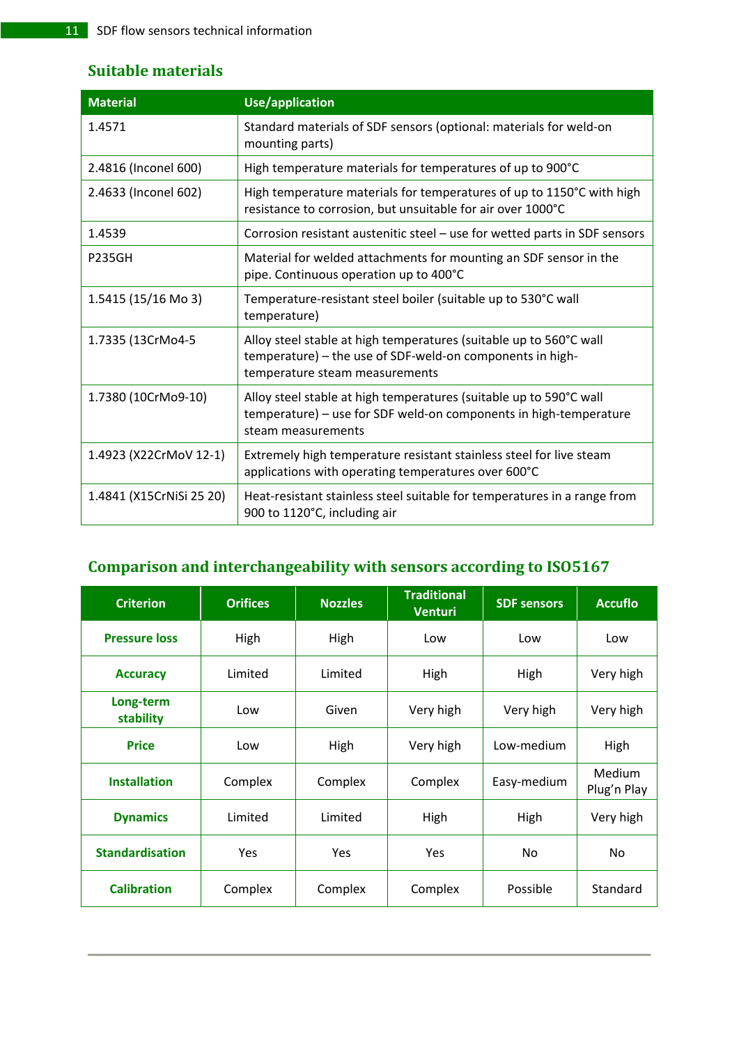## Suitable materials

| Material | Use/application |
|---|---|
| 1.4571 | Standard materials of SDF sensors (optional: materials for weld-on mounting parts) |
| 2.4816 (Inconel 600) | High temperature materials for temperatures of up to 900°C |
| 2.4633 (Inconel 602) | High temperature materials for temperatures of up to 1150°C with high resistance to corrosion, but unsuitable for air over 1000°C |
| 1.4539 | Corrosion resistant austenitic steel – use for wetted parts in SDF sensors |
| P235GH | Material for welded attachments for mounting an SDF sensor in the pipe. Continuous operation up to 400°C |
| 1.5415 (15/16 Mo 3) | Temperature-resistant steel boiler (suitable up to 530°C wall temperature) |
| 1.7335 (13CrMo4-5 | Alloy steel stable at high temperatures (suitable up to 560°C wall temperature) – the use of SDF-weld-on components in high-temperature steam measurements |
| 1.7380 (10CrMo9-10) | Alloy steel stable at high temperatures (suitable up to 590°C wall temperature) – use for SDF weld-on components in high-temperature steam measurements |
| 1.4923 (X22CrMoV 12-1) | Extremely high temperature resistant stainless steel for live steam applications with operating temperatures over 600°C |
| 1.4841 (X15CrNiSi 25 20) | Heat-resistant stainless steel suitable for temperatures in a range from 900 to 1120°C, including air |

## Comparison and interchangeability with sensors according to ISO5167

| Criterion | Orifices | Nozzles | Traditional Venturi | SDF sensors | Accuflo |
|---|---|---|---|---|---|
| **Pressure loss** | High | High | Low | Low | Low |
| **Accuracy** | Limited | Limited | High | High | Very high |
| **Long-term stability** | Low | Given | Very high | Very high | Very high |
| **Price** | Low | High | Very high | Low-medium | High |
| **Installation** | Complex | Complex | Complex | Easy-medium | Medium Plug'n Play |
| **Dynamics** | Limited | Limited | High | High | Very high |
| **Standardisation** | Yes | Yes | Yes | No | No |
| **Calibration** | Complex | Complex | Complex | Possible | Standard |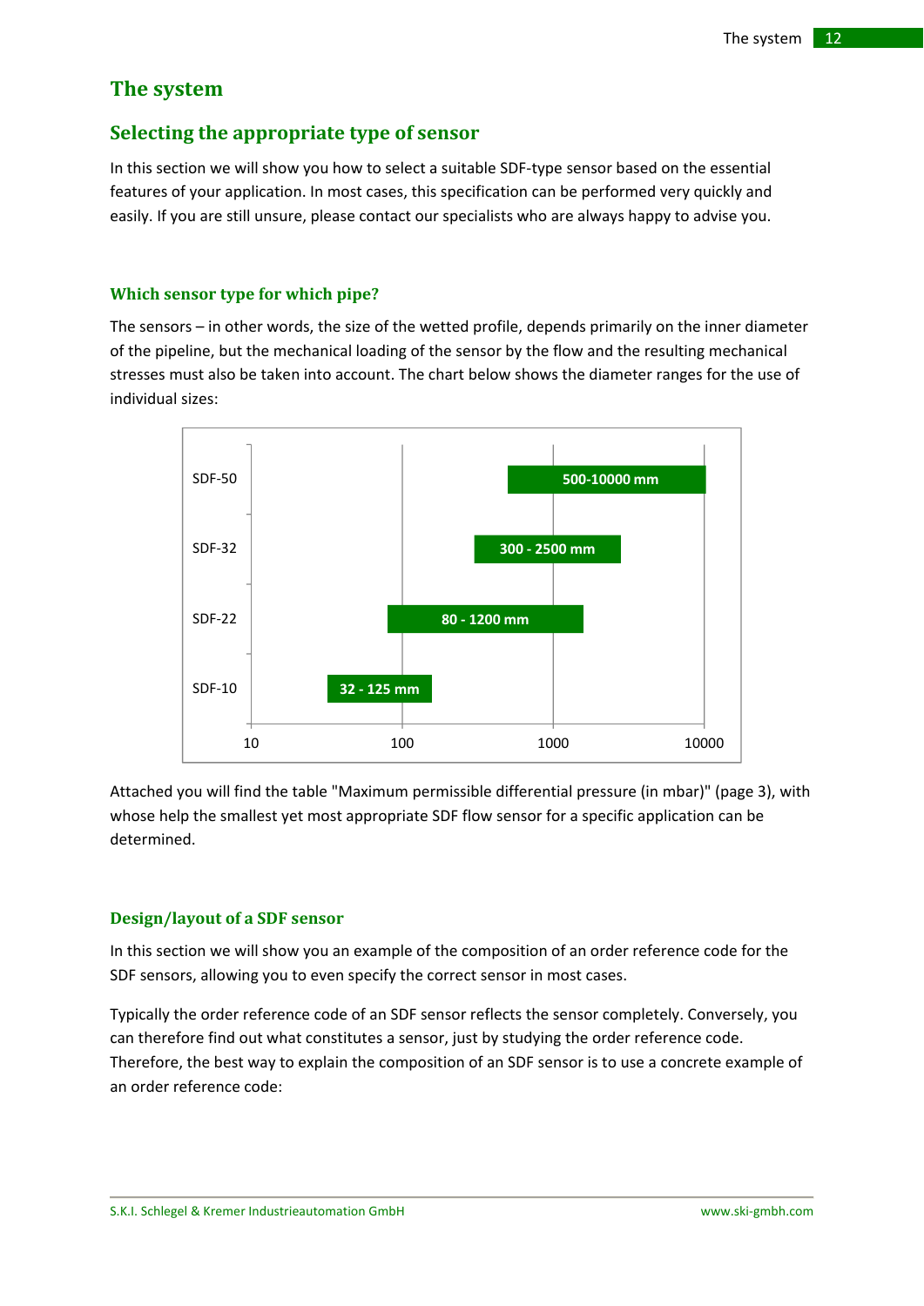# The system

## Selecting the appropriate type of sensor

In this section we will show you how to select a suitable SDF-type sensor based on the essential features of your application. In most cases, this specification can be performed very quickly and easily. If you are still unsure, please contact our specialists who are always happy to advise you.

### Which sensor type for which pipe?

The sensors – in other words, the size of the wetted profile, depends primarily on the inner diameter of the pipeline, but the mechanical loading of the sensor by the flow and the resulting mechanical stresses must also be taken into account. The chart below shows the diameter ranges for the use of individual sizes:

| Sensor | Diameter range |
|---|---|
| SDF-50 | 500-10000 mm |
| SDF-32 | 300 - 2500 mm |
| SDF-22 | 80 - 1200 mm |
| SDF-10 | 32 - 125 mm |

Attached you will find the table "Maximum permissible differential pressure (in mbar)" (page 3), with whose help the smallest yet most appropriate SDF flow sensor for a specific application can be determined.

### Design/layout of a SDF sensor

In this section we will show you an example of the composition of an order reference code for the SDF sensors, allowing you to even specify the correct sensor in most cases.

Typically the order reference code of an SDF sensor reflects the sensor completely. Conversely, you can therefore find out what constitutes a sensor, just by studying the order reference code. Therefore, the best way to explain the composition of an SDF sensor is to use a concrete example of an order reference code: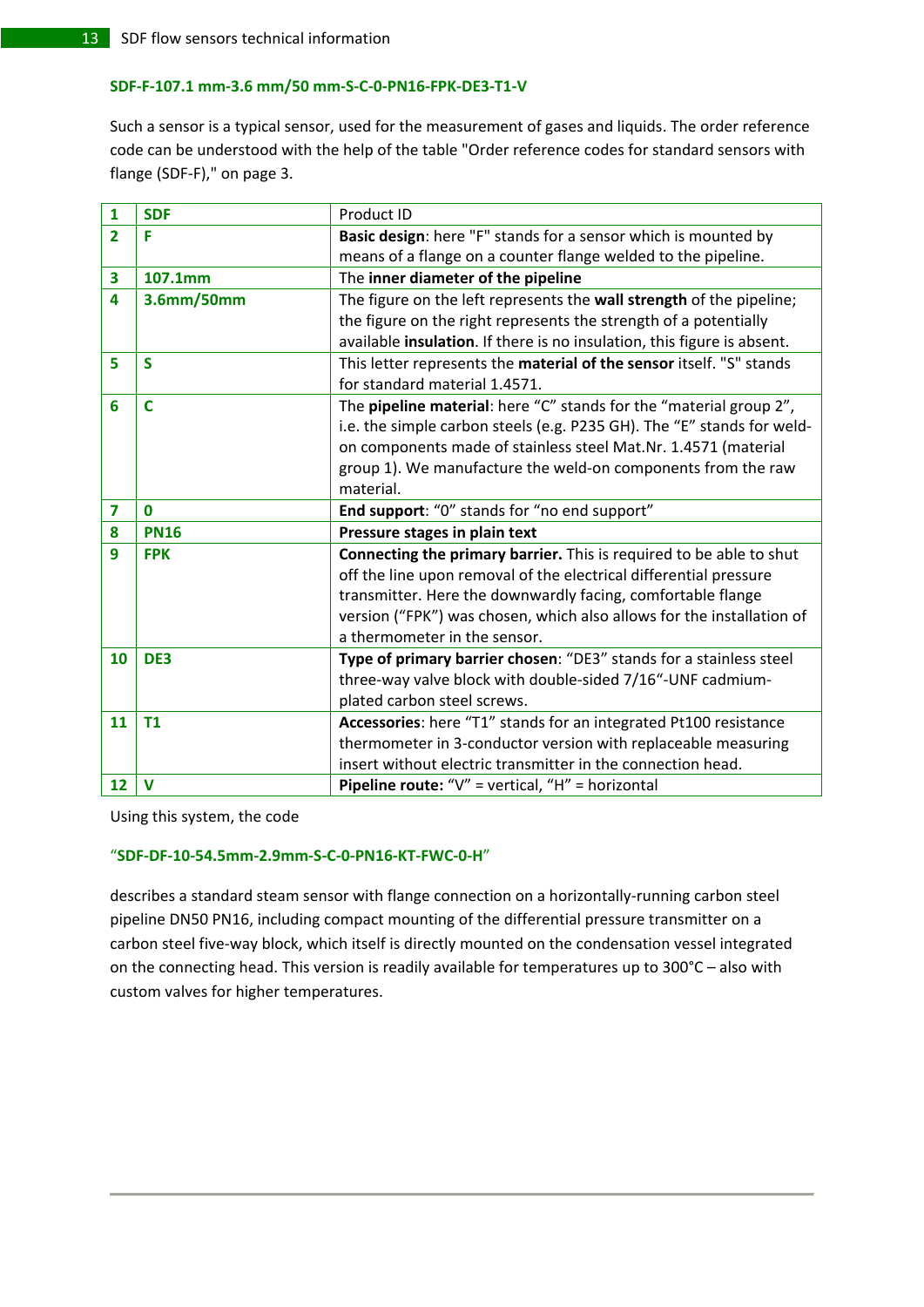### SDF-F-107.1 mm-3.6 mm/50 mm-S-C-0-PN16-FPK-DE3-T1-V

Such a sensor is a typical sensor, used for the measurement of gases and liquids. The order reference code can be understood with the help of the table "Order reference codes for standard sensors with flange (SDF-F)," on page 3.

| | | |
|---|---|---|
| **1** | **SDF** | Product ID |
| **2** | **F** | **Basic design**: here "F" stands for a sensor which is mounted by means of a flange on a counter flange welded to the pipeline. |
| **3** | **107.1mm** | The **inner diameter of the pipeline** |
| **4** | **3.6mm/50mm** | The figure on the left represents the **wall strength** of the pipeline; the figure on the right represents the strength of a potentially available **insulation**. If there is no insulation, this figure is absent. |
| **5** | **S** | This letter represents the **material of the sensor** itself. "S" stands for standard material 1.4571. |
| **6** | **C** | The **pipeline material**: here "C" stands for the "material group 2", i.e. the simple carbon steels (e.g. P235 GH). The "E" stands for weld-on components made of stainless steel Mat.Nr. 1.4571 (material group 1). We manufacture the weld-on components from the raw material. |
| **7** | **0** | **End support**: "0" stands for "no end support" |
| **8** | **PN16** | **Pressure stages in plain text** |
| **9** | **FPK** | **Connecting the primary barrier.** This is required to be able to shut off the line upon removal of the electrical differential pressure transmitter. Here the downwardly facing, comfortable flange version ("FPK") was chosen, which also allows for the installation of a thermometer in the sensor. |
| **10** | **DE3** | **Type of primary barrier chosen**: "DE3" stands for a stainless steel three-way valve block with double-sided 7/16"-UNF cadmium-plated carbon steel screws. |
| **11** | **T1** | **Accessories**: here "T1" stands for an integrated Pt100 resistance thermometer in 3-conductor version with replaceable measuring insert without electric transmitter in the connection head. |
| **12** | **V** | **Pipeline route:** "V" = vertical, "H" = horizontal |

Using this system, the code

"**SDF-DF-10-54.5mm-2.9mm-S-C-0-PN16-KT-FWC-0-H**"

describes a standard steam sensor with flange connection on a horizontally-running carbon steel pipeline DN50 PN16, including compact mounting of the differential pressure transmitter on a carbon steel five-way block, which itself is directly mounted on the condensation vessel integrated on the connecting head. This version is readily available for temperatures up to 300°C – also with custom valves for higher temperatures.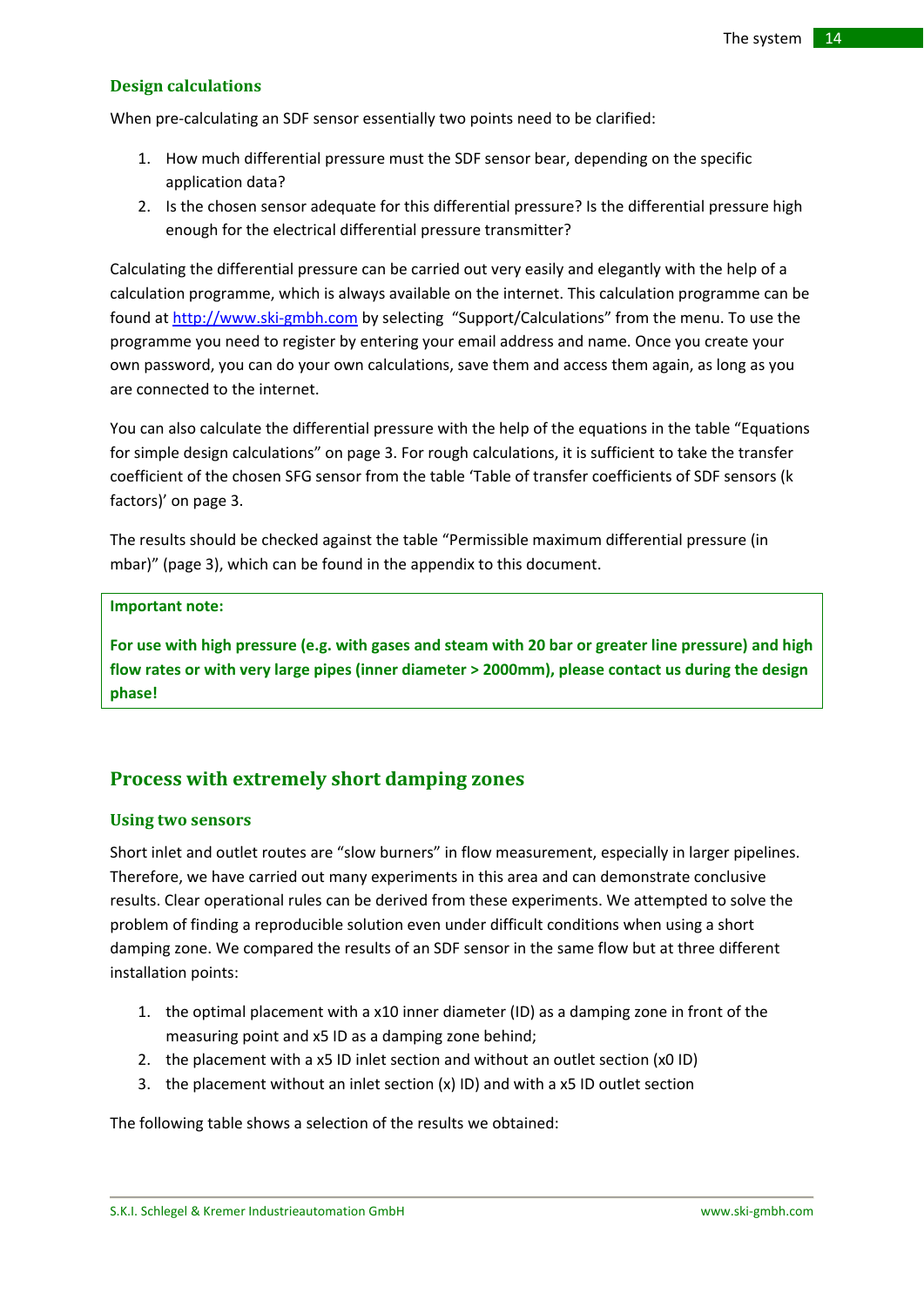### Design calculations

When pre-calculating an SDF sensor essentially two points need to be clarified:

1. How much differential pressure must the SDF sensor bear, depending on the specific application data?
2. Is the chosen sensor adequate for this differential pressure? Is the differential pressure high enough for the electrical differential pressure transmitter?

Calculating the differential pressure can be carried out very easily and elegantly with the help of a calculation programme, which is always available on the internet. This calculation programme can be found at http://www.ski-gmbh.com by selecting "Support/Calculations" from the menu. To use the programme you need to register by entering your email address and name. Once you create your own password, you can do your own calculations, save them and access them again, as long as you are connected to the internet.

You can also calculate the differential pressure with the help of the equations in the table "Equations for simple design calculations" on page 3. For rough calculations, it is sufficient to take the transfer coefficient of the chosen SFG sensor from the table 'Table of transfer coefficients of SDF sensors (k factors)' on page 3.

The results should be checked against the table "Permissible maximum differential pressure (in mbar)" (page 3), which can be found in the appendix to this document.

**Important note:**

**For use with high pressure (e.g. with gases and steam with 20 bar or greater line pressure) and high flow rates or with very large pipes (inner diameter > 2000mm), please contact us during the design phase!**

## Process with extremely short damping zones

### Using two sensors

Short inlet and outlet routes are "slow burners" in flow measurement, especially in larger pipelines. Therefore, we have carried out many experiments in this area and can demonstrate conclusive results. Clear operational rules can be derived from these experiments. We attempted to solve the problem of finding a reproducible solution even under difficult conditions when using a short damping zone. We compared the results of an SDF sensor in the same flow but at three different installation points:

1. the optimal placement with a x10 inner diameter (ID) as a damping zone in front of the measuring point and x5 ID as a damping zone behind;
2. the placement with a x5 ID inlet section and without an outlet section (x0 ID)
3. the placement without an inlet section (x) ID) and with a x5 ID outlet section

The following table shows a selection of the results we obtained: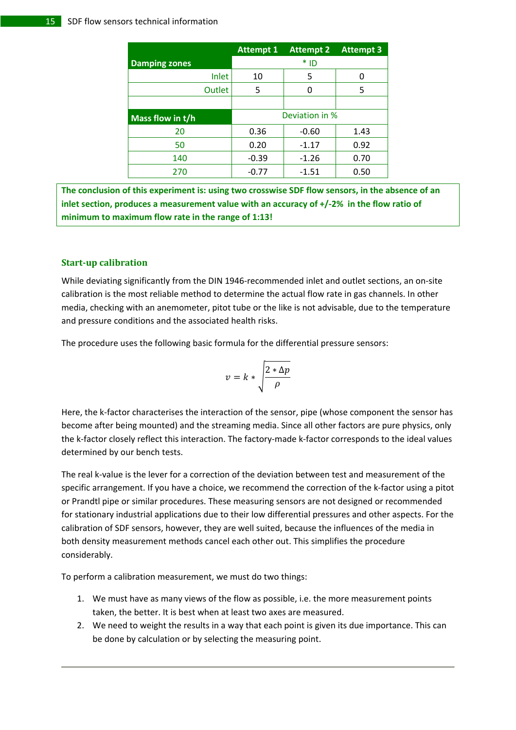| | Attempt 1 | Attempt 2 | Attempt 3 |
|---|---|---|---|
| **Damping zones** | * ID | | |
| Inlet | 10 | 5 | 0 |
| Outlet | 5 | 0 | 5 |
| | | | |
| **Mass flow in t/h** | Deviation in % | | |
| 20 | 0.36 | -0.60 | 1.43 |
| 50 | 0.20 | -1.17 | 0.92 |
| 140 | -0.39 | -1.26 | 0.70 |
| 270 | -0.77 | -1.51 | 0.50 |

**The conclusion of this experiment is: using two crosswise SDF flow sensors, in the absence of an inlet section, produces a measurement value with an accuracy of +/-2% in the flow ratio of minimum to maximum flow rate in the range of 1:13!**

### Start-up calibration

While deviating significantly from the DIN 1946-recommended inlet and outlet sections, an on-site calibration is the most reliable method to determine the actual flow rate in gas channels. In other media, checking with an anemometer, pitot tube or the like is not advisable, due to the temperature and pressure conditions and the associated health risks.

The procedure uses the following basic formula for the differential pressure sensors:

$$v = k * \sqrt{\frac{2 * \Delta p}{\rho}}$$

Here, the k-factor characterises the interaction of the sensor, pipe (whose component the sensor has become after being mounted) and the streaming media. Since all other factors are pure physics, only the k-factor closely reflect this interaction. The factory-made k-factor corresponds to the ideal values determined by our bench tests.

The real k-value is the lever for a correction of the deviation between test and measurement of the specific arrangement. If you have a choice, we recommend the correction of the k-factor using a pitot or Prandtl pipe or similar procedures. These measuring sensors are not designed or recommended for stationary industrial applications due to their low differential pressures and other aspects. For the calibration of SDF sensors, however, they are well suited, because the influences of the media in both density measurement methods cancel each other out. This simplifies the procedure considerably.

To perform a calibration measurement, we must do two things:

1. We must have as many views of the flow as possible, i.e. the more measurement points taken, the better. It is best when at least two axes are measured.
2. We need to weight the results in a way that each point is given its due importance. This can be done by calculation or by selecting the measuring point.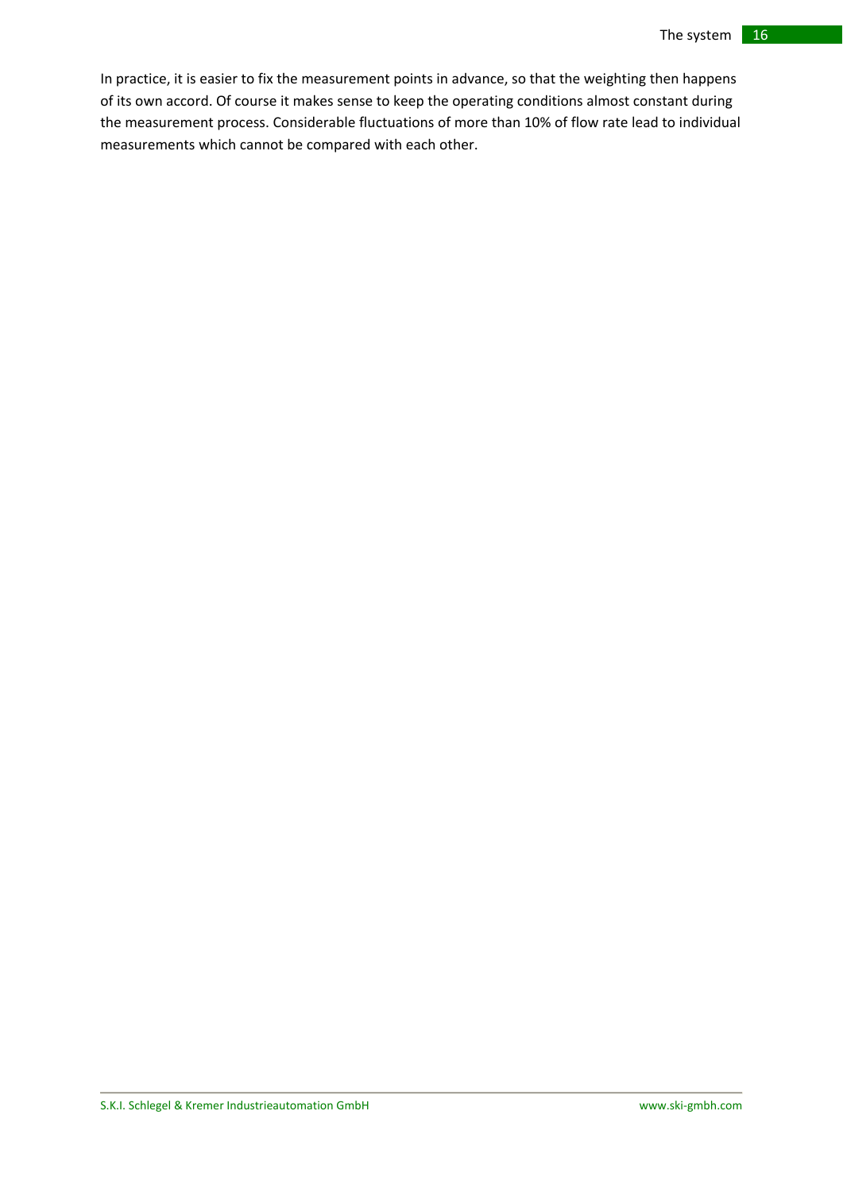In practice, it is easier to fix the measurement points in advance, so that the weighting then happens of its own accord. Of course it makes sense to keep the operating conditions almost constant during the measurement process. Considerable fluctuations of more than 10% of flow rate lead to individual measurements which cannot be compared with each other.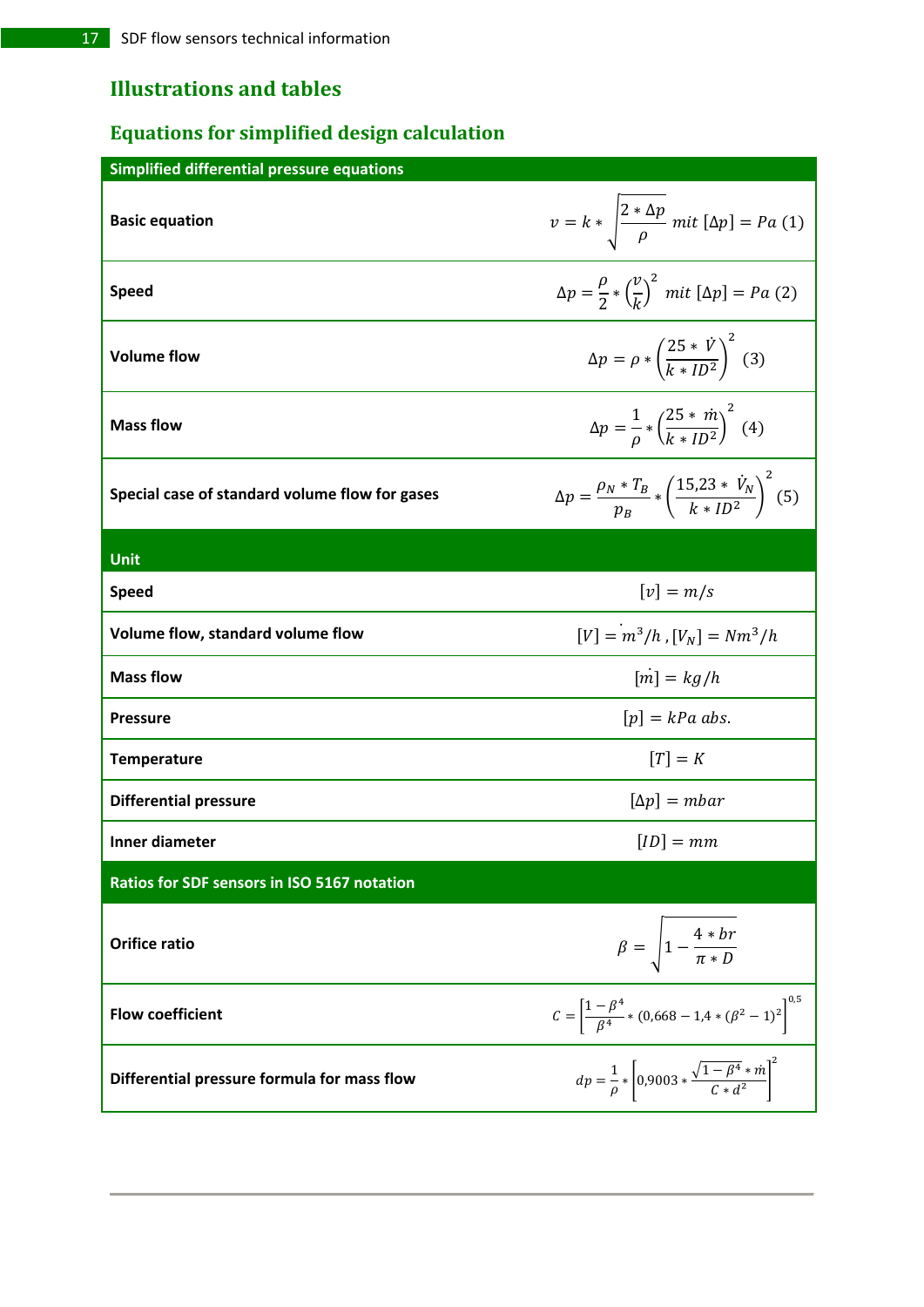## Illustrations and tables

### Equations for simplified design calculation

| Simplified differential pressure equations | |
|---|---|
| **Basic equation** | $v = k * \sqrt{\frac{2 * \Delta p}{\rho}}$ $mit\ [\Delta p] = Pa$ (1) |
| **Speed** | $\Delta p = \frac{\rho}{2} * \left(\frac{v}{k}\right)^2$ $mit\ [\Delta p] = Pa$ (2) |
| **Volume flow** | $\Delta p = \rho * \left(\frac{25 * \dot{V}}{k * ID^2}\right)^2$ (3) |
| **Mass flow** | $\Delta p = \frac{1}{\rho} * \left(\frac{25 * \dot{m}}{k * ID^2}\right)^2$ (4) |
| **Special case of standard volume flow for gases** | $\Delta p = \frac{\rho_N * T_B}{p_B} * \left(\frac{15{,}23 * \dot{V}_N}{k * ID^2}\right)^2$ (5) |
| **Unit** | |
| **Speed** | $[v] = m/s$ |
| **Volume flow, standard volume flow** | $[\dot{V}] = m^3/h$ , $[V_N] = Nm^3/h$ |
| **Mass flow** | $[\dot{m}] = kg/h$ |
| **Pressure** | $[p] = kPa\ abs.$ |
| **Temperature** | $[T] = K$ |
| **Differential pressure** | $[\Delta p] = mbar$ |
| **Inner diameter** | $[ID] = mm$ |
| **Ratios for SDF sensors in ISO 5167 notation** | |
| **Orifice ratio** | $\beta = \sqrt{1 - \frac{4 * br}{\pi * D}}$ |
| **Flow coefficient** | $C = \left[\frac{1 - \beta^4}{\beta^4} * (0{,}668 - 1{,}4 * (\beta^2 - 1)^2\right]^{0{,}5}$ |
| **Differential pressure formula for mass flow** | $dp = \frac{1}{\rho} * \left[0{,}9003 * \frac{\sqrt{1 - \beta^4} * \dot{m}}{C * d^2}\right]^2$ |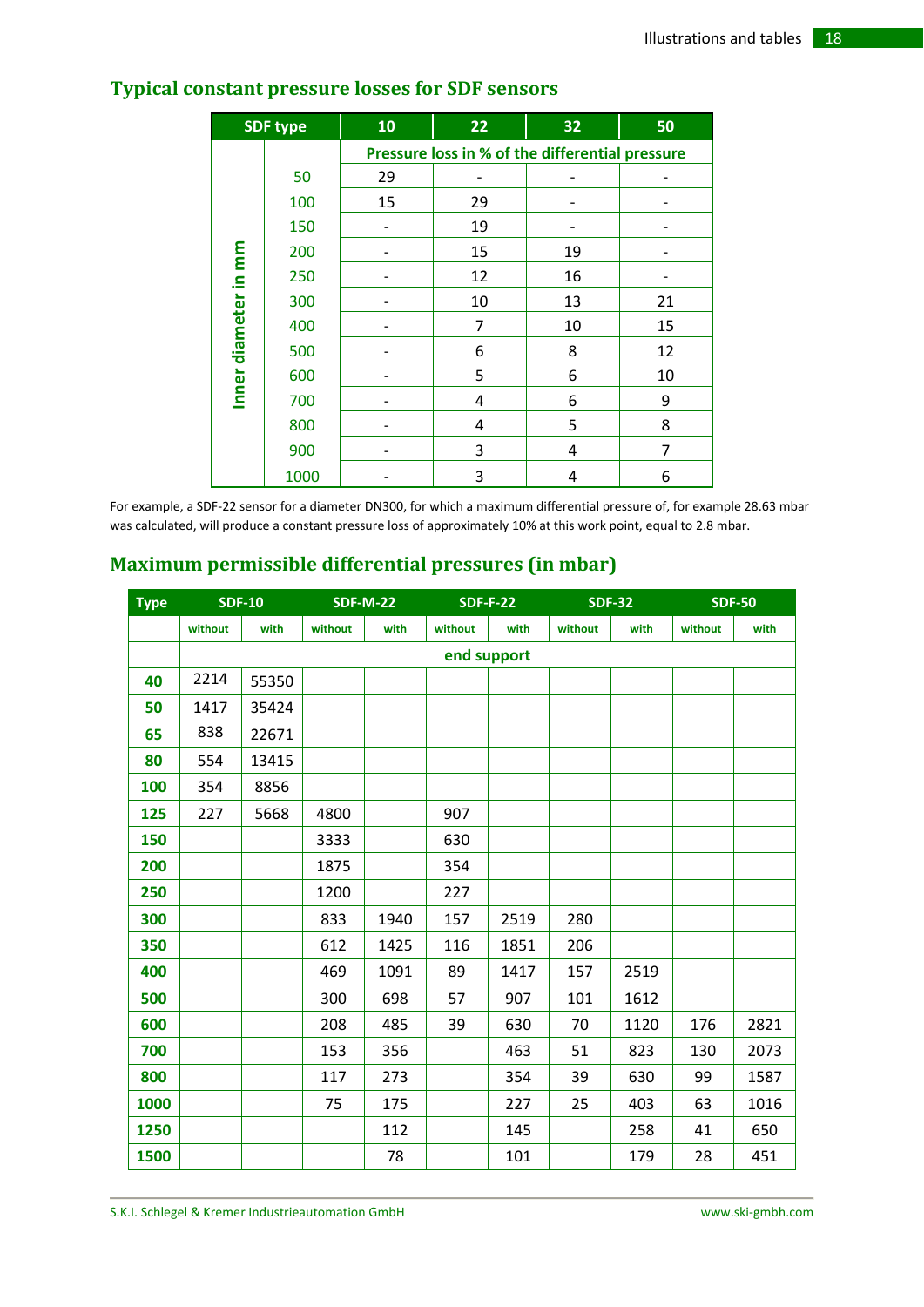## Typical constant pressure losses for SDF sensors

| SDF type | | 10 | 22 | 32 | 50 |
|---|---|---|---|---|---|
| Inner diameter in mm | | Pressure loss in % of the differential pressure | | | |
| | 50 | 29 | - | - | - |
| | 100 | 15 | 29 | - | - |
| | 150 | - | 19 | - | - |
| | 200 | - | 15 | 19 | - |
| | 250 | - | 12 | 16 | - |
| | 300 | - | 10 | 13 | 21 |
| | 400 | - | 7 | 10 | 15 |
| | 500 | - | 6 | 8 | 12 |
| | 600 | - | 5 | 6 | 10 |
| | 700 | - | 4 | 6 | 9 |
| | 800 | - | 4 | 5 | 8 |
| | 900 | - | 3 | 4 | 7 |
| | 1000 | - | 3 | 4 | 6 |

For example, a SDF-22 sensor for a diameter DN300, for which a maximum differential pressure of, for example 28.63 mbar was calculated, will produce a constant pressure loss of approximately 10% at this work point, equal to 2.8 mbar.

## Maximum permissible differential pressures (in mbar)

| Type | SDF-10 | | SDF-M-22 | | SDF-F-22 | | SDF-32 | | SDF-50 | |
|---|---|---|---|---|---|---|---|---|---|---|
| | without | with | without | with | without | with | without | with | without | with |
| | end support | | | | | | | | | |
| 40 | 2214 | 55350 | | | | | | | | |
| 50 | 1417 | 35424 | | | | | | | | |
| 65 | 838 | 22671 | | | | | | | | |
| 80 | 554 | 13415 | | | | | | | | |
| 100 | 354 | 8856 | | | | | | | | |
| 125 | 227 | 5668 | 4800 | | 907 | | | | | |
| 150 | | | 3333 | | 630 | | | | | |
| 200 | | | 1875 | | 354 | | | | | |
| 250 | | | 1200 | | 227 | | | | | |
| 300 | | | 833 | 1940 | 157 | 2519 | 280 | | | |
| 350 | | | 612 | 1425 | 116 | 1851 | 206 | | | |
| 400 | | | 469 | 1091 | 89 | 1417 | 157 | 2519 | | |
| 500 | | | 300 | 698 | 57 | 907 | 101 | 1612 | | |
| 600 | | | 208 | 485 | 39 | 630 | 70 | 1120 | 176 | 2821 |
| 700 | | | 153 | 356 | | 463 | 51 | 823 | 130 | 2073 |
| 800 | | | 117 | 273 | | 354 | 39 | 630 | 99 | 1587 |
| 1000 | | | 75 | 175 | | 227 | 25 | 403 | 63 | 1016 |
| 1250 | | | | 112 | | 145 | | 258 | 41 | 650 |
| 1500 | | | | 78 | | 101 | | 179 | 28 | 451 |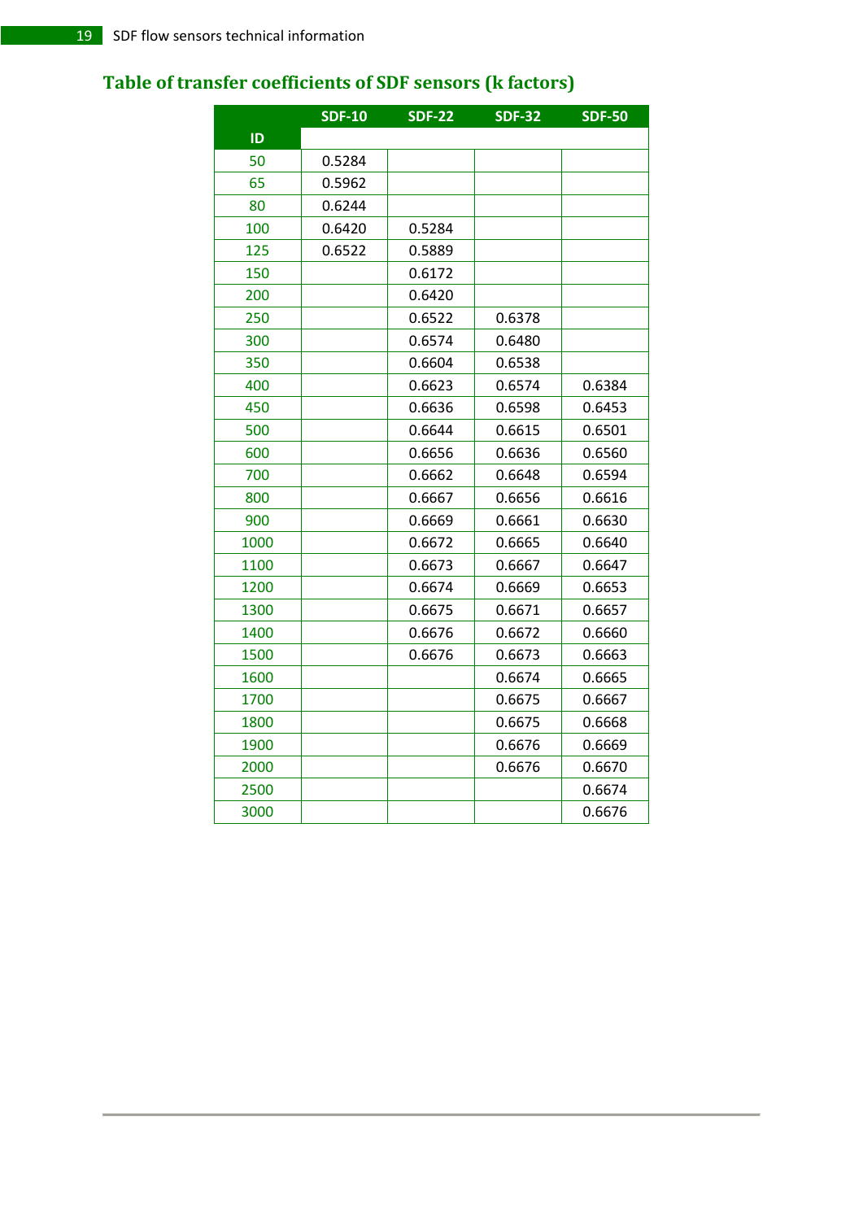## Table of transfer coefficients of SDF sensors (k factors)

| ID | SDF-10 | SDF-22 | SDF-32 | SDF-50 |
|---|---|---|---|---|
| 50 | 0.5284 | | | |
| 65 | 0.5962 | | | |
| 80 | 0.6244 | | | |
| 100 | 0.6420 | 0.5284 | | |
| 125 | 0.6522 | 0.5889 | | |
| 150 | | 0.6172 | | |
| 200 | | 0.6420 | | |
| 250 | | 0.6522 | 0.6378 | |
| 300 | | 0.6574 | 0.6480 | |
| 350 | | 0.6604 | 0.6538 | |
| 400 | | 0.6623 | 0.6574 | 0.6384 |
| 450 | | 0.6636 | 0.6598 | 0.6453 |
| 500 | | 0.6644 | 0.6615 | 0.6501 |
| 600 | | 0.6656 | 0.6636 | 0.6560 |
| 700 | | 0.6662 | 0.6648 | 0.6594 |
| 800 | | 0.6667 | 0.6656 | 0.6616 |
| 900 | | 0.6669 | 0.6661 | 0.6630 |
| 1000 | | 0.6672 | 0.6665 | 0.6640 |
| 1100 | | 0.6673 | 0.6667 | 0.6647 |
| 1200 | | 0.6674 | 0.6669 | 0.6653 |
| 1300 | | 0.6675 | 0.6671 | 0.6657 |
| 1400 | | 0.6676 | 0.6672 | 0.6660 |
| 1500 | | 0.6676 | 0.6673 | 0.6663 |
| 1600 | | | 0.6674 | 0.6665 |
| 1700 | | | 0.6675 | 0.6667 |
| 1800 | | | 0.6675 | 0.6668 |
| 1900 | | | 0.6676 | 0.6669 |
| 2000 | | | 0.6676 | 0.6670 |
| 2500 | | | | 0.6674 |
| 3000 | | | | 0.6676 |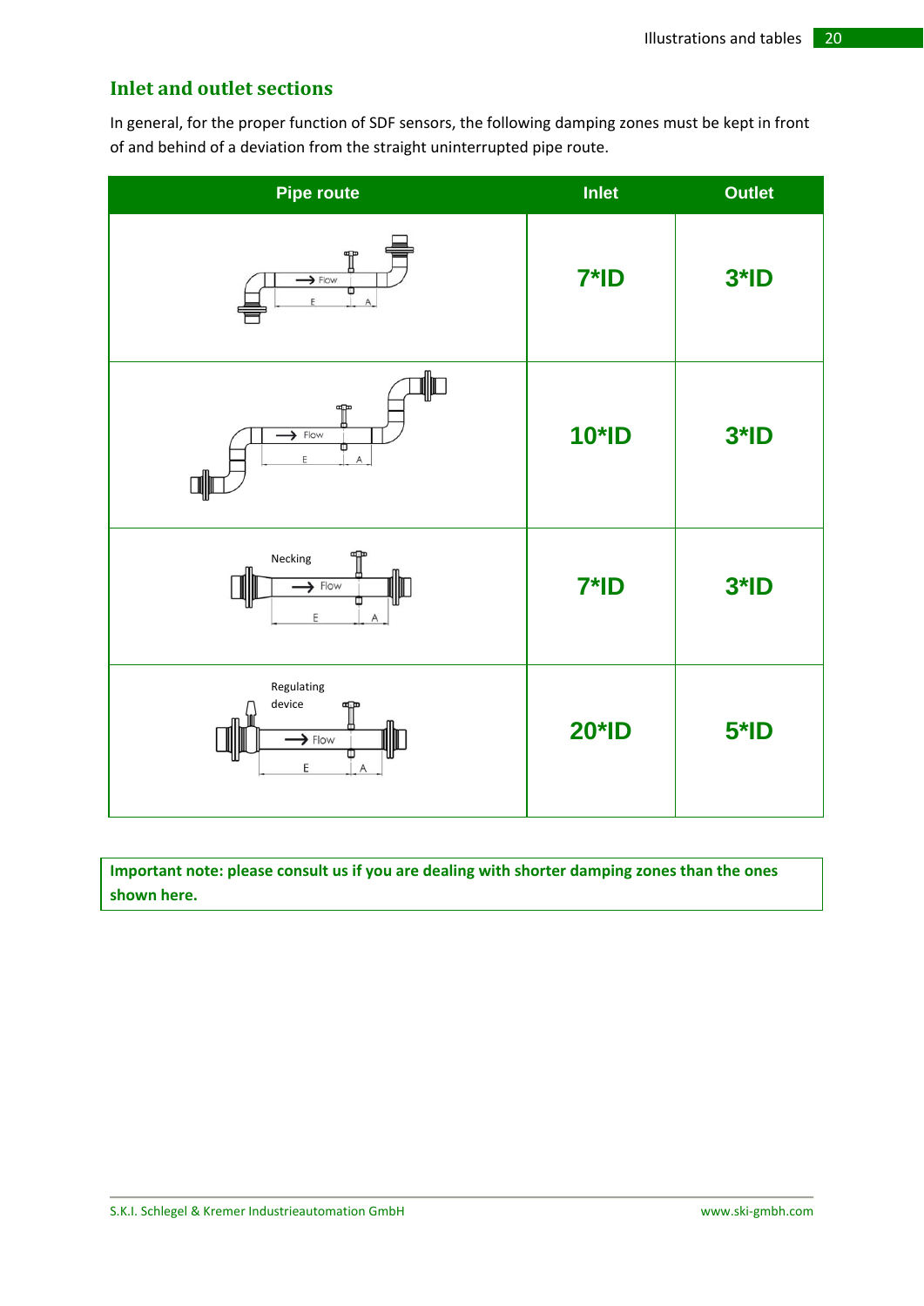## Inlet and outlet sections

In general, for the proper function of SDF sensors, the following damping zones must be kept in front of and behind of a deviation from the straight uninterrupted pipe route.

| Pipe route | Inlet | Outlet |
|---|---|---|
| Flow, E, A | 7*ID | 3*ID |
| Flow, E, A | 10*ID | 3*ID |
| Necking, Flow, E, A | 7*ID | 3*ID |
| Regulating device, Flow, E, A | 20*ID | 5*ID |

**Important note: please consult us if you are dealing with shorter damping zones than the ones shown here.**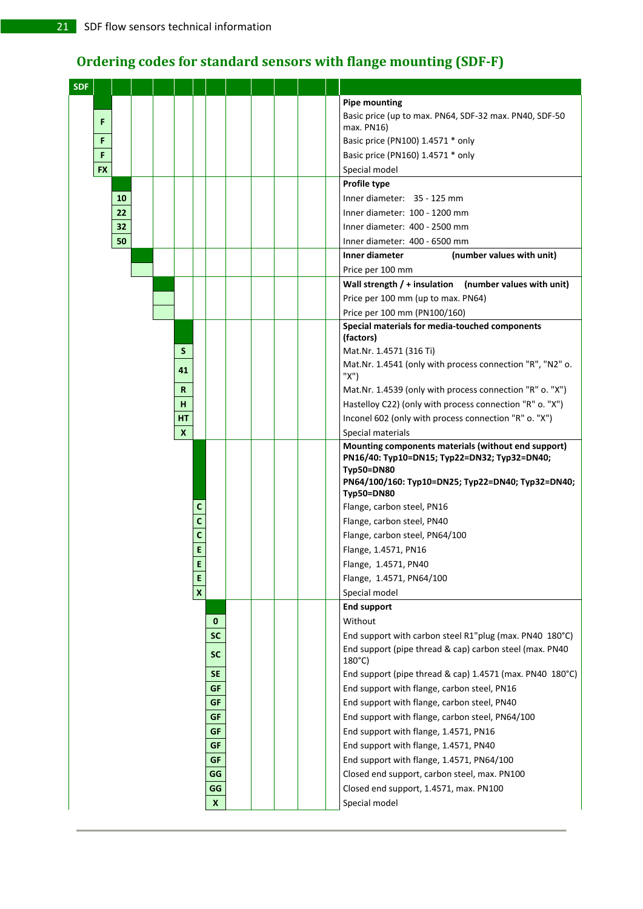## Ordering codes for standard sensors with flange mounting (SDF-F)

| SDF | | | | | | | | | | | | |
|---|---|---|---|---|---|---|---|---|---|---|---|---|
| | | | | | | | | | | | | **Pipe mounting** |
| | F | | | | | | | | | | | Basic price (up to max. PN64, SDF-32 max. PN40, SDF-50 max. PN16) |
| | F | | | | | | | | | | | Basic price (PN100) 1.4571 * only |
| | F | | | | | | | | | | | Basic price (PN160) 1.4571 * only |
| | FX | | | | | | | | | | | Special model |
| | | | | | | | | | | | | **Profile type** |
| | | 10 | | | | | | | | | | Inner diameter: 35 - 125 mm |
| | | 22 | | | | | | | | | | Inner diameter: 100 - 1200 mm |
| | | 32 | | | | | | | | | | Inner diameter: 400 - 2500 mm |
| | | 50 | | | | | | | | | | Inner diameter: 400 - 6500 mm |
| | | | | | | | | | | | | **Inner diameter (number values with unit)** |
| | | | | | | | | | | | | Price per 100 mm |
| | | | | | | | | | | | | **Wall strength / + insulation (number values with unit)** |
| | | | | | | | | | | | | Price per 100 mm (up to max. PN64) |
| | | | | | | | | | | | | Price per 100 mm (PN100/160) |
| | | | | | | | | | | | | **Special materials for media-touched components (factors)** |
| | | | | S | | | | | | | | Mat.Nr. 1.4571 (316 Ti) |
| | | | | 41 | | | | | | | | Mat.Nr. 1.4541 (only with process connection "R", "N2" o. "X") |
| | | | | R | | | | | | | | Mat.Nr. 1.4539 (only with process connection "R" o. "X") |
| | | | | H | | | | | | | | Hastelloy C22) (only with process connection "R" o. "X") |
| | | | | HT | | | | | | | | Inconel 602 (only with process connection "R" o. "X") |
| | | | | X | | | | | | | | Special materials |
| | | | | | | | | | | | | **Mounting components materials (without end support) PN16/40: Typ10=DN15; Typ22=DN32; Typ32=DN40; Typ50=DN80 PN64/100/160: Typ10=DN25; Typ22=DN40; Typ32=DN40; Typ50=DN80** |
| | | | | | C | | | | | | | Flange, carbon steel, PN16 |
| | | | | | C | | | | | | | Flange, carbon steel, PN40 |
| | | | | | C | | | | | | | Flange, carbon steel, PN64/100 |
| | | | | | E | | | | | | | Flange, 1.4571, PN16 |
| | | | | | E | | | | | | | Flange, 1.4571, PN40 |
| | | | | | E | | | | | | | Flange, 1.4571, PN64/100 |
| | | | | | X | | | | | | | Special model |
| | | | | | | | | | | | | **End support** |
| | | | | | | 0 | | | | | | Without |
| | | | | | | SC | | | | | | End support with carbon steel R1"plug (max. PN40 180°C) |
| | | | | | | SC | | | | | | End support (pipe thread & cap) carbon steel (max. PN40 180°C) |
| | | | | | | SE | | | | | | End support (pipe thread & cap) 1.4571 (max. PN40 180°C) |
| | | | | | | GF | | | | | | End support with flange, carbon steel, PN16 |
| | | | | | | GF | | | | | | End support with flange, carbon steel, PN40 |
| | | | | | | GF | | | | | | End support with flange, carbon steel, PN64/100 |
| | | | | | | GF | | | | | | End support with flange, 1.4571, PN16 |
| | | | | | | GF | | | | | | End support with flange, 1.4571, PN40 |
| | | | | | | GF | | | | | | End support with flange, 1.4571, PN64/100 |
| | | | | | | GG | | | | | | Closed end support, carbon steel, max. PN100 |
| | | | | | | GG | | | | | | Closed end support, 1.4571, max. PN100 |
| | | | | | | X | | | | | | Special model |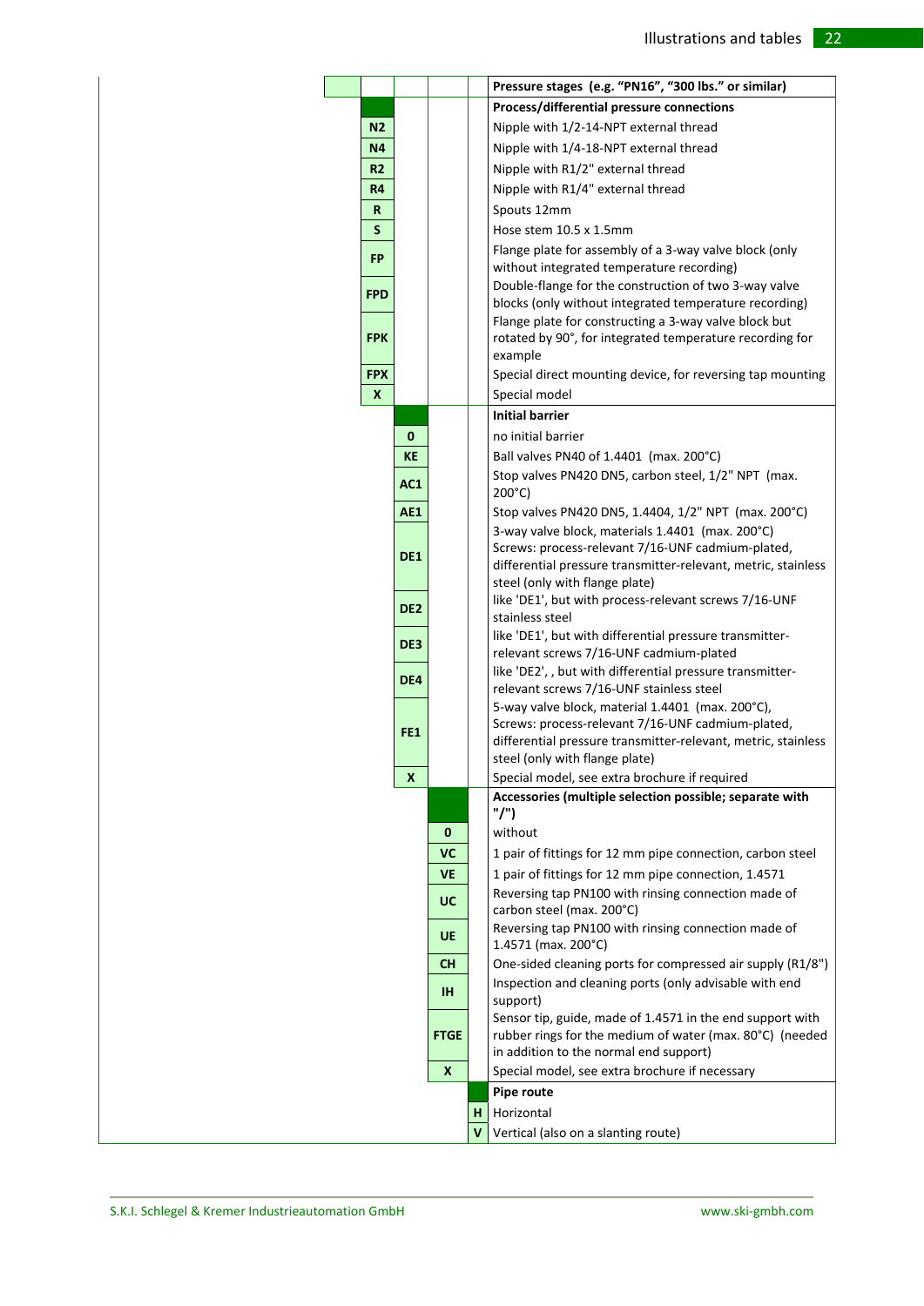| | | | | | Pressure stages (e.g. "PN16", "300 lbs." or similar) |
|---|---|---|---|---|---|
| | | | | | **Process/differential pressure connections** |
| | N2 | | | | Nipple with 1/2-14-NPT external thread |
| | N4 | | | | Nipple with 1/4-18-NPT external thread |
| | R2 | | | | Nipple with R1/2" external thread |
| | R4 | | | | Nipple with R1/4" external thread |
| | R | | | | Spouts 12mm |
| | S | | | | Hose stem 10.5 x 1.5mm |
| | FP | | | | Flange plate for assembly of a 3-way valve block (only without integrated temperature recording) |
| | FPD | | | | Double-flange for the construction of two 3-way valve blocks (only without integrated temperature recording) |
| | FPK | | | | Flange plate for constructing a 3-way valve block but rotated by 90°, for integrated temperature recording for example |
| | FPX | | | | Special direct mounting device, for reversing tap mounting |
| | X | | | | Special model |
| | | | | | **Initial barrier** |
| | | 0 | | | no initial barrier |
| | | KE | | | Ball valves PN40 of 1.4401 (max. 200°C) |
| | | AC1 | | | Stop valves PN420 DN5, carbon steel, 1/2" NPT (max. 200°C) |
| | | AE1 | | | Stop valves PN420 DN5, 1.4404, 1/2" NPT (max. 200°C) |
| | | DE1 | | | 3-way valve block, materials 1.4401 (max. 200°C) Screws: process-relevant 7/16-UNF cadmium-plated, differential pressure transmitter-relevant, metric, stainless steel (only with flange plate) |
| | | DE2 | | | like 'DE1', but with process-relevant screws 7/16-UNF stainless steel |
| | | DE3 | | | like 'DE1', but with differential pressure transmitter-relevant screws 7/16-UNF cadmium-plated |
| | | DE4 | | | like 'DE2', , but with differential pressure transmitter-relevant screws 7/16-UNF stainless steel |
| | | FE1 | | | 5-way valve block, material 1.4401 (max. 200°C), Screws: process-relevant 7/16-UNF cadmium-plated, differential pressure transmitter-relevant, metric, stainless steel (only with flange plate) |
| | | X | | | Special model, see extra brochure if required |
| | | | | | **Accessories (multiple selection possible; separate with "/")** |
| | | | 0 | | without |
| | | | VC | | 1 pair of fittings for 12 mm pipe connection, carbon steel |
| | | | VE | | 1 pair of fittings for 12 mm pipe connection, 1.4571 |
| | | | UC | | Reversing tap PN100 with rinsing connection made of carbon steel (max. 200°C) |
| | | | UE | | Reversing tap PN100 with rinsing connection made of 1.4571 (max. 200°C) |
| | | | CH | | One-sided cleaning ports for compressed air supply (R1/8") |
| | | | IH | | Inspection and cleaning ports (only advisable with end support) |
| | | | FTGE | | Sensor tip, guide, made of 1.4571 in the end support with rubber rings for the medium of water (max. 80°C) (needed in addition to the normal end support) |
| | | | X | | Special model, see extra brochure if necessary |
| | | | | | **Pipe route** |
| | | | | H | Horizontal |
| | | | | V | Vertical (also on a slanting route) |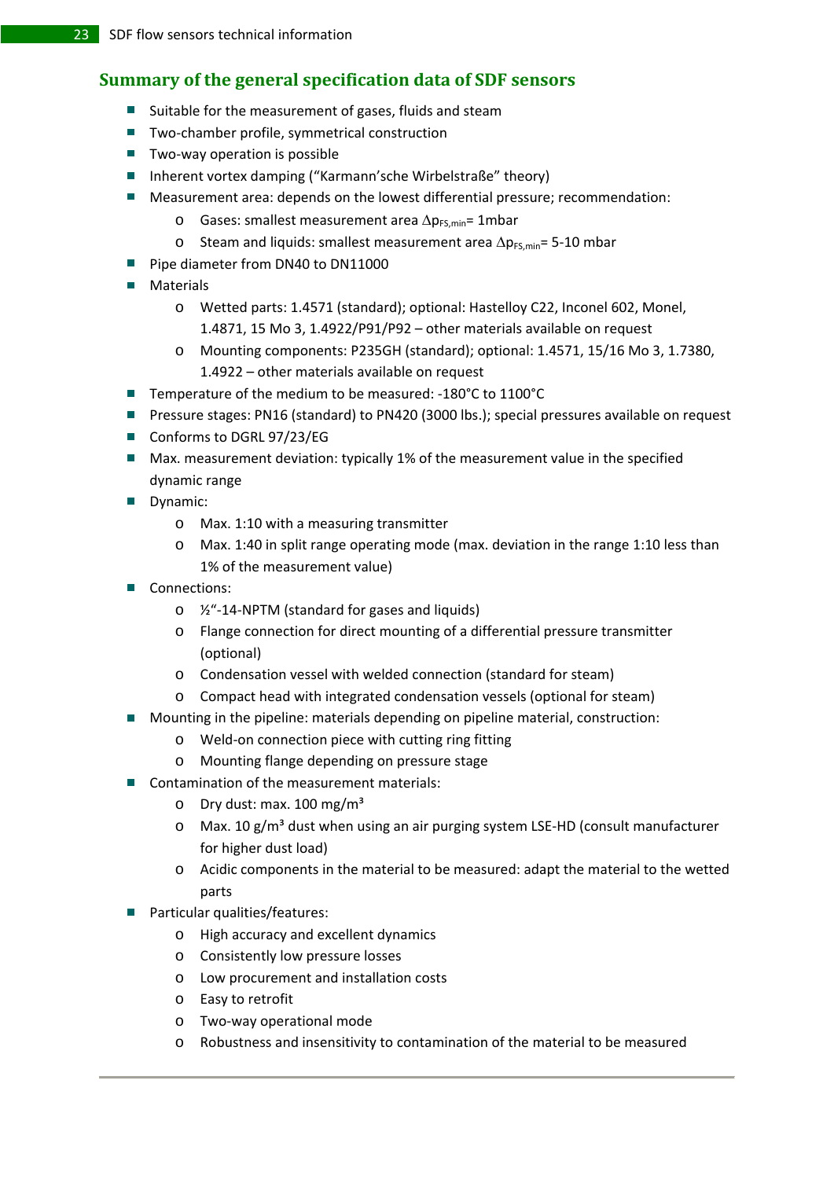## Summary of the general specification data of SDF sensors

- Suitable for the measurement of gases, fluids and steam
- Two-chamber profile, symmetrical construction
- Two-way operation is possible
- Inherent vortex damping ("Karmann'sche Wirbelstraße" theory)
- Measurement area: depends on the lowest differential pressure; recommendation:
  - Gases: smallest measurement area $\Delta p_{FS,min}$= 1mbar
  - Steam and liquids: smallest measurement area $\Delta p_{FS,min}$= 5-10 mbar
- Pipe diameter from DN40 to DN11000
- Materials
  - Wetted parts: 1.4571 (standard); optional: Hastelloy C22, Inconel 602, Monel, 1.4871, 15 Mo 3, 1.4922/P91/P92 – other materials available on request
  - Mounting components: P235GH (standard); optional: 1.4571, 15/16 Mo 3, 1.7380, 1.4922 – other materials available on request
- Temperature of the medium to be measured: -180°C to 1100°C
- Pressure stages: PN16 (standard) to PN420 (3000 lbs.); special pressures available on request
- Conforms to DGRL 97/23/EG
- Max. measurement deviation: typically 1% of the measurement value in the specified dynamic range
- Dynamic:
  - Max. 1:10 with a measuring transmitter
  - Max. 1:40 in split range operating mode (max. deviation in the range 1:10 less than 1% of the measurement value)
- Connections:
  - ½"-14-NPTM (standard for gases and liquids)
  - Flange connection for direct mounting of a differential pressure transmitter (optional)
  - Condensation vessel with welded connection (standard for steam)
  - Compact head with integrated condensation vessels (optional for steam)
- Mounting in the pipeline: materials depending on pipeline material, construction:
  - Weld-on connection piece with cutting ring fitting
  - Mounting flange depending on pressure stage
- Contamination of the measurement materials:
  - Dry dust: max. 100 mg/m³
  - Max. 10 g/m³ dust when using an air purging system LSE-HD (consult manufacturer for higher dust load)
  - Acidic components in the material to be measured: adapt the material to the wetted parts
- Particular qualities/features:
  - High accuracy and excellent dynamics
  - Consistently low pressure losses
  - Low procurement and installation costs
  - Easy to retrofit
  - Two-way operational mode
  - Robustness and insensitivity to contamination of the material to be measured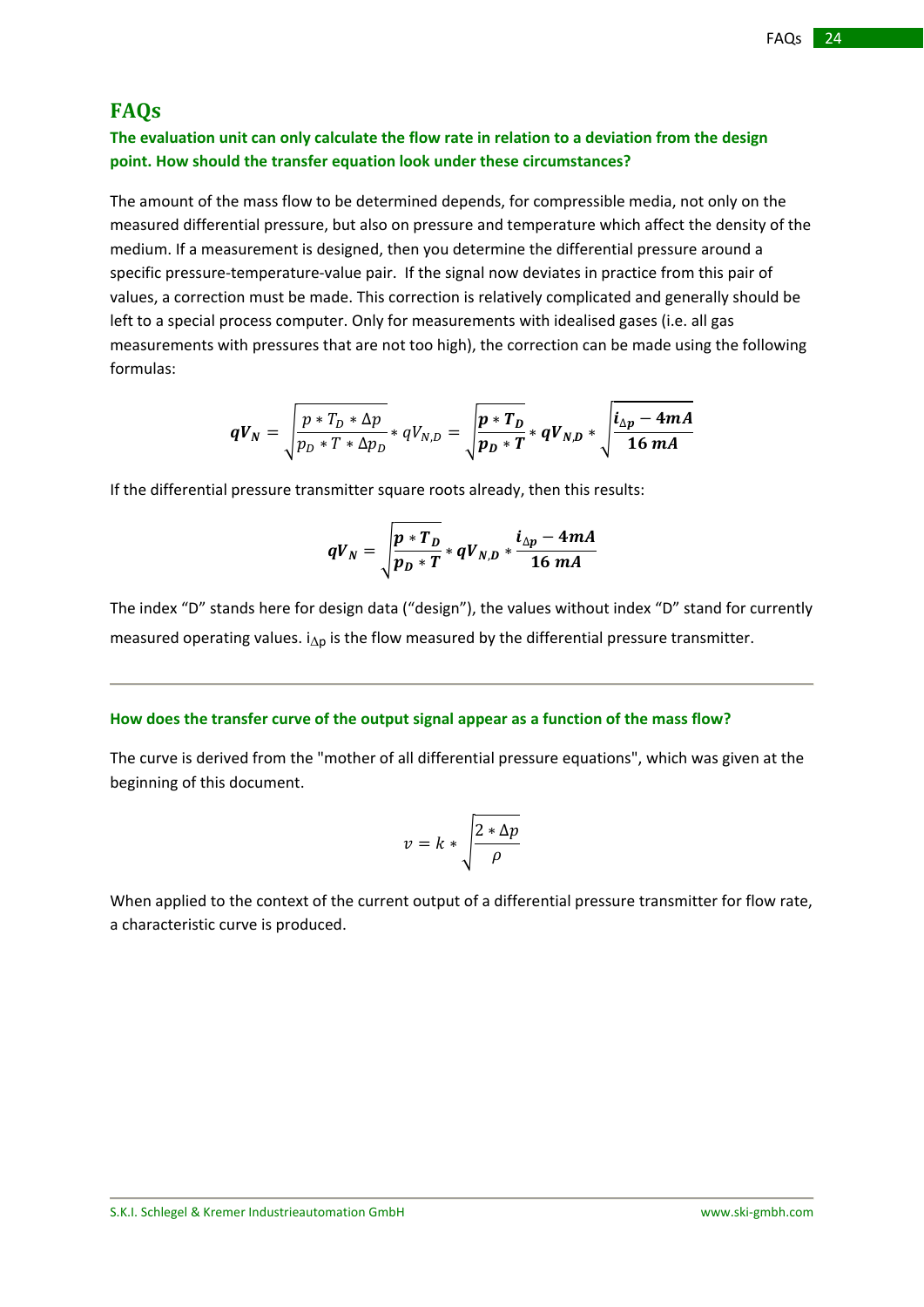# FAQs

### The evaluation unit can only calculate the flow rate in relation to a deviation from the design point. How should the transfer equation look under these circumstances?

The amount of the mass flow to be determined depends, for compressible media, not only on the measured differential pressure, but also on pressure and temperature which affect the density of the medium. If a measurement is designed, then you determine the differential pressure around a specific pressure-temperature-value pair. If the signal now deviates in practice from this pair of values, a correction must be made. This correction is relatively complicated and generally should be left to a special process computer. Only for measurements with idealised gases (i.e. all gas measurements with pressures that are not too high), the correction can be made using the following formulas:

$$qV_N = \sqrt{\frac{p * T_D * \Delta p}{p_D * T * \Delta p_D}} * qV_{N,D} = \sqrt{\frac{p * T_D}{p_D * T}} * qV_{N,D} * \sqrt{\frac{i_{\Delta p} - 4mA}{16\ mA}}$$

If the differential pressure transmitter square roots already, then this results:

$$qV_N = \sqrt{\frac{p * T_D}{p_D * T}} * qV_{N,D} * \frac{i_{\Delta p} - 4mA}{16\ mA}$$

The index "D" stands here for design data ("design"), the values without index "D" stand for currently measured operating values. $i_{\Delta p}$ is the flow measured by the differential pressure transmitter.

---

### How does the transfer curve of the output signal appear as a function of the mass flow?

The curve is derived from the "mother of all differential pressure equations", which was given at the beginning of this document.

$$v = k * \sqrt{\frac{2 * \Delta p}{\rho}}$$

When applied to the context of the current output of a differential pressure transmitter for flow rate, a characteristic curve is produced.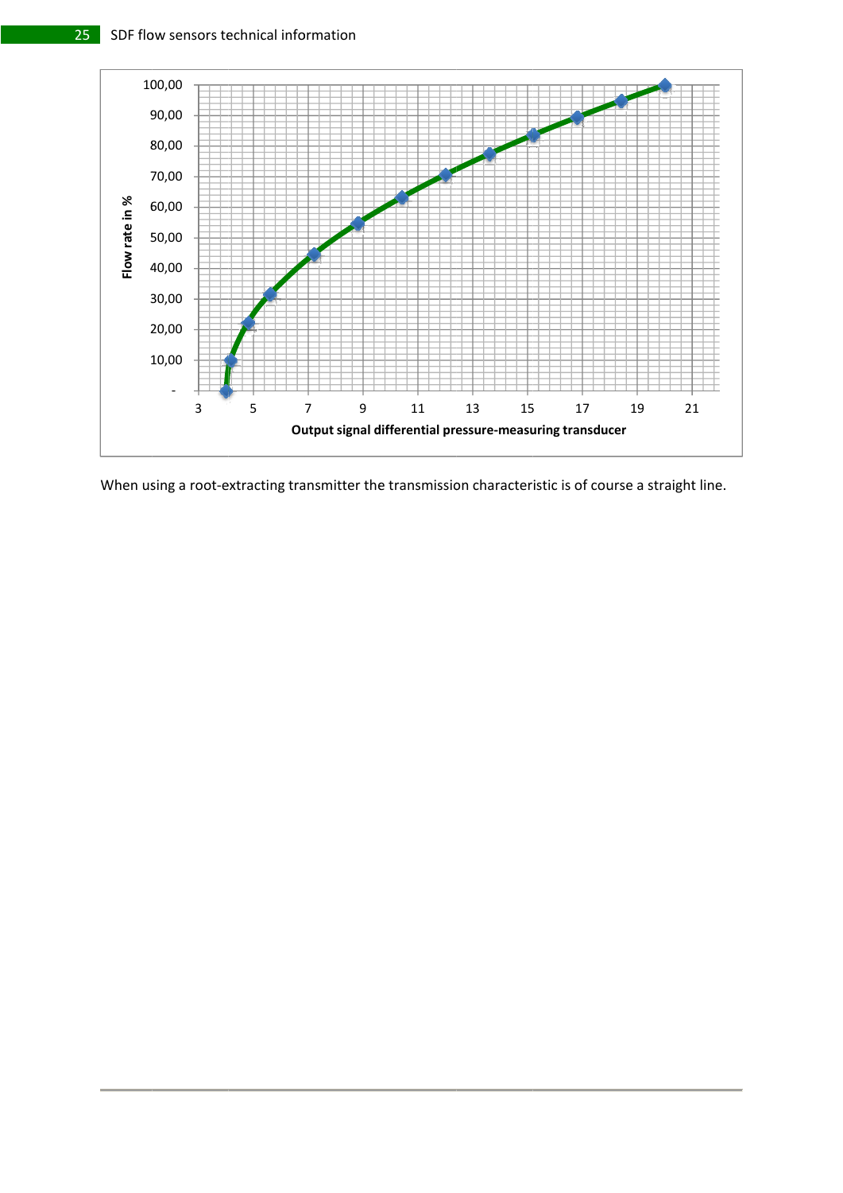When using a root-extracting transmitter the transmission characteristic is of course a straight line.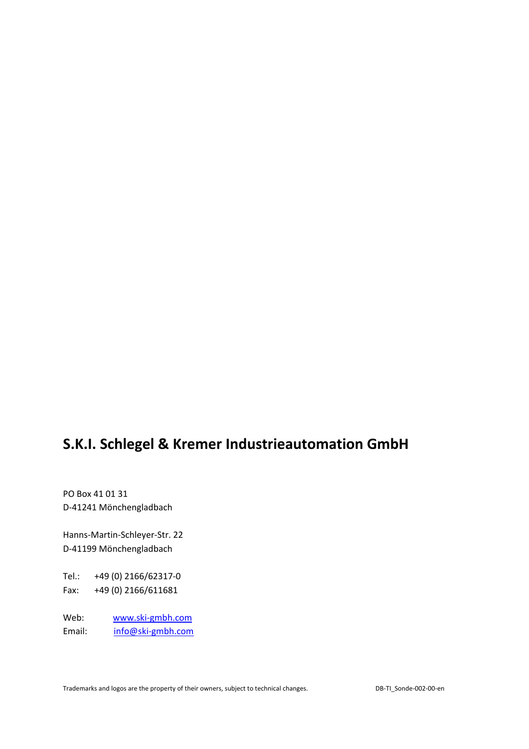# S.K.I. Schlegel & Kremer Industrieautomation GmbH

PO Box 41 01 31
D-41241 Mönchengladbach

Hanns-Martin-Schleyer-Str. 22
D-41199 Mönchengladbach

Tel.: +49 (0) 2166/62317-0
Fax: +49 (0) 2166/611681

Web: www.ski-gmbh.com
Email: info@ski-gmbh.com

Trademarks and logos are the property of their owners, subject to technical changes. DB-TI_Sonde-002-00-en